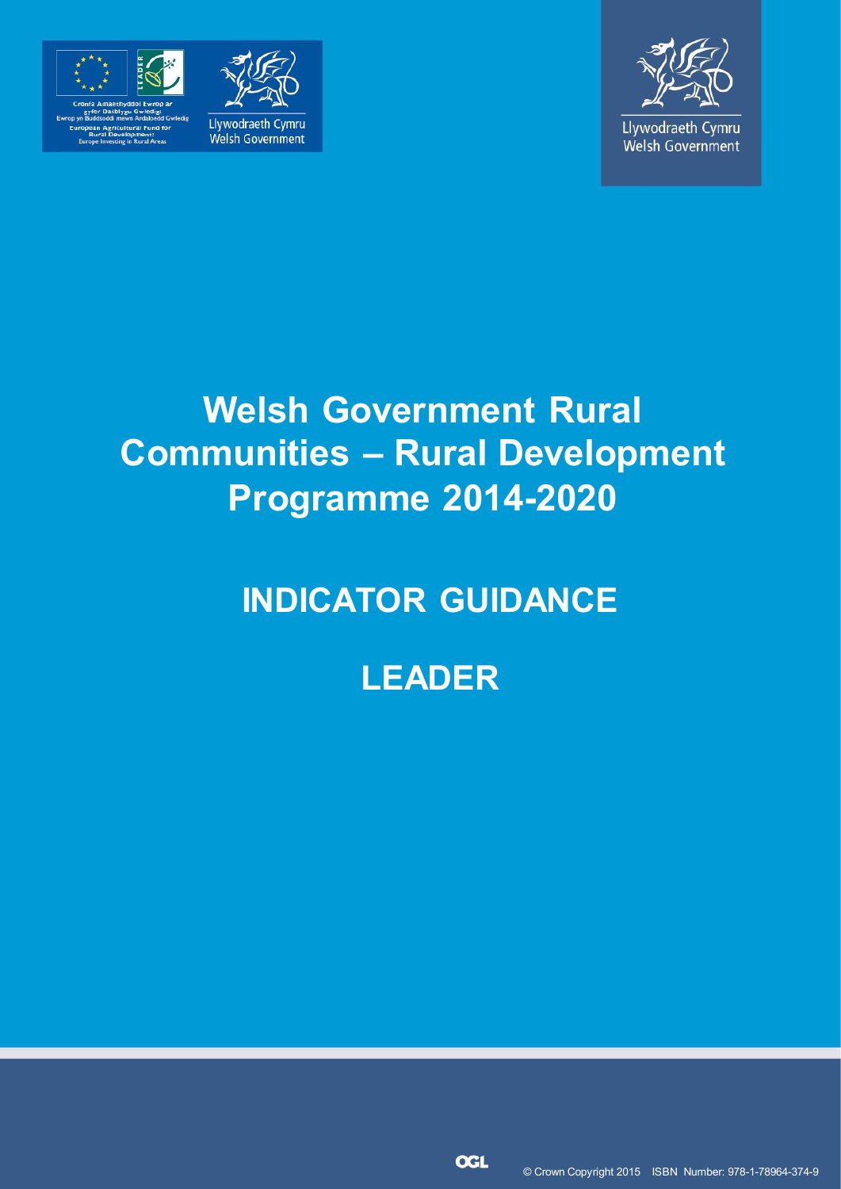Cronfa Amaethyddol Ewrop ar gyfer Datblygu Gwledig
Ewrop yn Buddsoddi mewn Ardaloedd Gwledig
European Agricultural Fund for Rural Development:
Europe Investing in Rural Areas

Llywodraeth Cymru
Welsh Government

Llywodraeth Cymru
Welsh Government

# Welsh Government Rural Communities – Rural Development Programme 2014-2020

## INDICATOR GUIDANCE

## LEADER

© Crown Copyright 2015 ISBN Number: 978-1-78964-374-9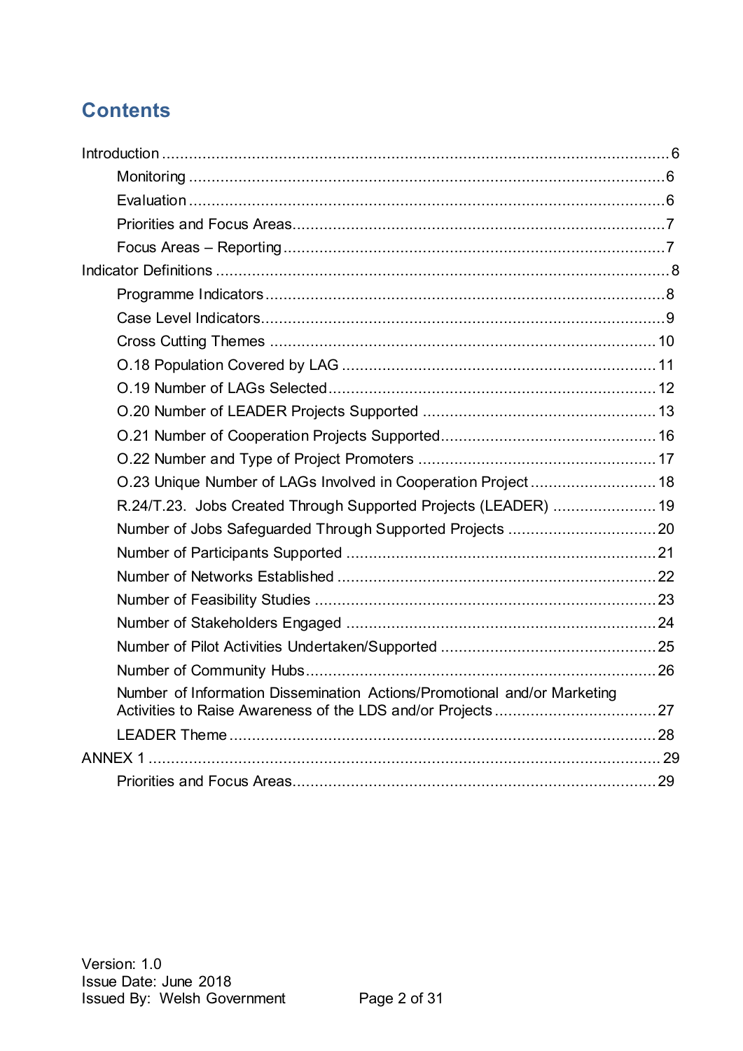## Contents

- Introduction ... 6
  - Monitoring ... 6
  - Evaluation ... 6
  - Priorities and Focus Areas ... 7
  - Focus Areas – Reporting ... 7
- Indicator Definitions ... 8
  - Programme Indicators ... 8
  - Case Level Indicators ... 9
  - Cross Cutting Themes ... 10
  - O.18 Population Covered by LAG ... 11
  - O.19 Number of LAGs Selected ... 12
  - O.20 Number of LEADER Projects Supported ... 13
  - O.21 Number of Cooperation Projects Supported ... 16
  - O.22 Number and Type of Project Promoters ... 17
  - O.23 Unique Number of LAGs Involved in Cooperation Project ... 18
  - R.24/T.23. Jobs Created Through Supported Projects (LEADER) ... 19
  - Number of Jobs Safeguarded Through Supported Projects ... 20
  - Number of Participants Supported ... 21
  - Number of Networks Established ... 22
  - Number of Feasibility Studies ... 23
  - Number of Stakeholders Engaged ... 24
  - Number of Pilot Activities Undertaken/Supported ... 25
  - Number of Community Hubs ... 26
  - Number of Information Dissemination Actions/Promotional and/or Marketing Activities to Raise Awareness of the LDS and/or Projects ... 27
  - LEADER Theme ... 28
- ANNEX 1 ... 29
  - Priorities and Focus Areas ... 29

Version: 1.0
Issue Date: June 2018
Issued By: Welsh Government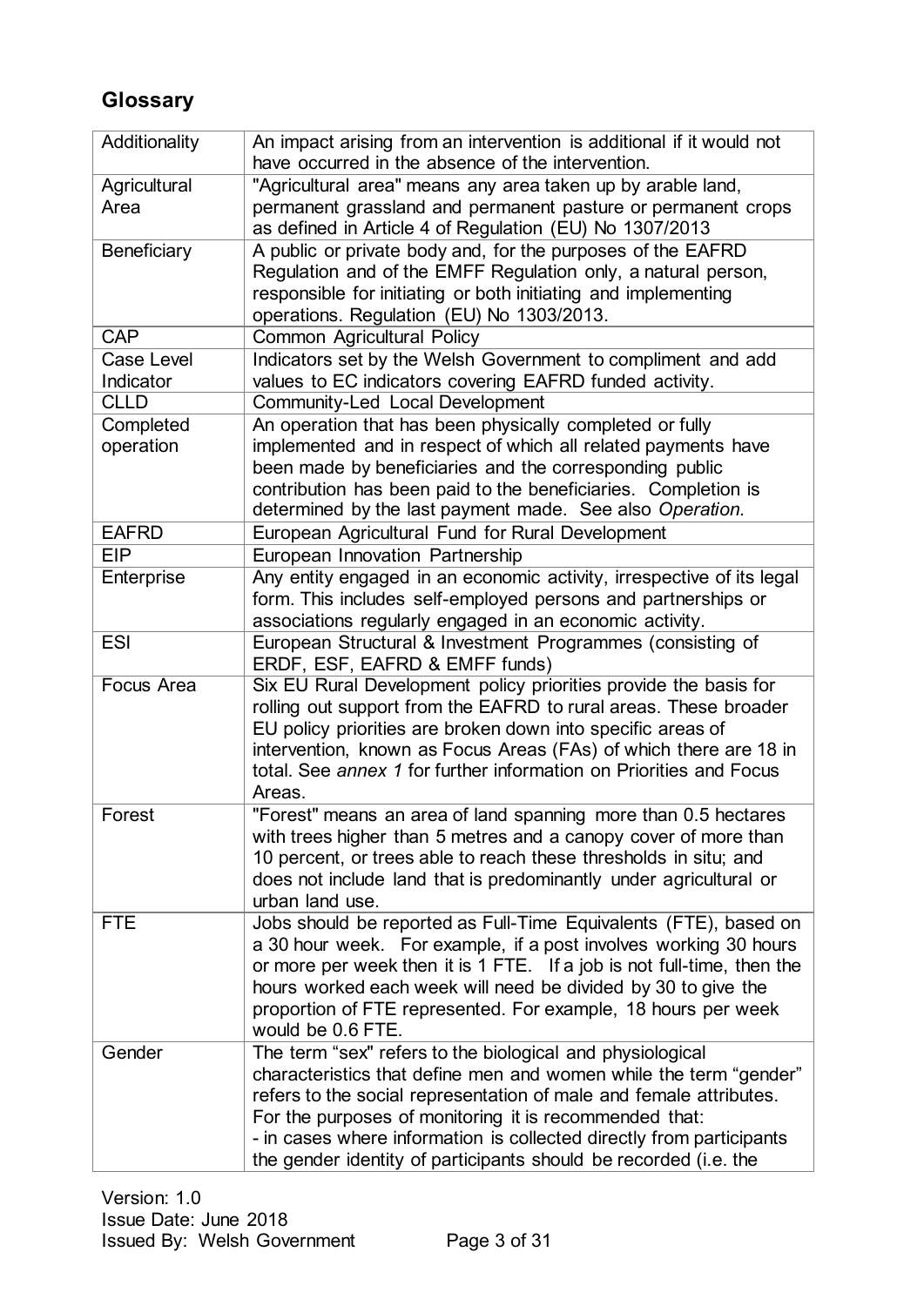## Glossary

| Additionality | An impact arising from an intervention is additional if it would not have occurred in the absence of the intervention. |
|---|---|
| Agricultural Area | "Agricultural area" means any area taken up by arable land, permanent grassland and permanent pasture or permanent crops as defined in Article 4 of Regulation (EU) No 1307/2013 |
| Beneficiary | A public or private body and, for the purposes of the EAFRD Regulation and of the EMFF Regulation only, a natural person, responsible for initiating or both initiating and implementing operations. Regulation (EU) No 1303/2013. |
| CAP | Common Agricultural Policy |
| Case Level Indicator | Indicators set by the Welsh Government to compliment and add values to EC indicators covering EAFRD funded activity. |
| CLLD | Community-Led Local Development |
| Completed operation | An operation that has been physically completed or fully implemented and in respect of which all related payments have been made by beneficiaries and the corresponding public contribution has been paid to the beneficiaries. Completion is determined by the last payment made. See also *Operation.* |
| EAFRD | European Agricultural Fund for Rural Development |
| EIP | European Innovation Partnership |
| Enterprise | Any entity engaged in an economic activity, irrespective of its legal form. This includes self-employed persons and partnerships or associations regularly engaged in an economic activity. |
| ESI | European Structural & Investment Programmes (consisting of ERDF, ESF, EAFRD & EMFF funds) |
| Focus Area | Six EU Rural Development policy priorities provide the basis for rolling out support from the EAFRD to rural areas. These broader EU policy priorities are broken down into specific areas of intervention, known as Focus Areas (FAs) of which there are 18 in total. See *annex 1* for further information on Priorities and Focus Areas. |
| Forest | "Forest" means an area of land spanning more than 0.5 hectares with trees higher than 5 metres and a canopy cover of more than 10 percent, or trees able to reach these thresholds in situ; and does not include land that is predominantly under agricultural or urban land use. |
| FTE | Jobs should be reported as Full-Time Equivalents (FTE), based on a 30 hour week. For example, if a post involves working 30 hours or more per week then it is 1 FTE. If a job is not full-time, then the hours worked each week will need be divided by 30 to give the proportion of FTE represented. For example, 18 hours per week would be 0.6 FTE. |
| Gender | The term "sex" refers to the biological and physiological characteristics that define men and women while the term "gender" refers to the social representation of male and female attributes. For the purposes of monitoring it is recommended that:<br>- in cases where information is collected directly from participants the gender identity of participants should be recorded (i.e. the |

Version: 1.0
Issue Date: June 2018
Issued By: Welsh Government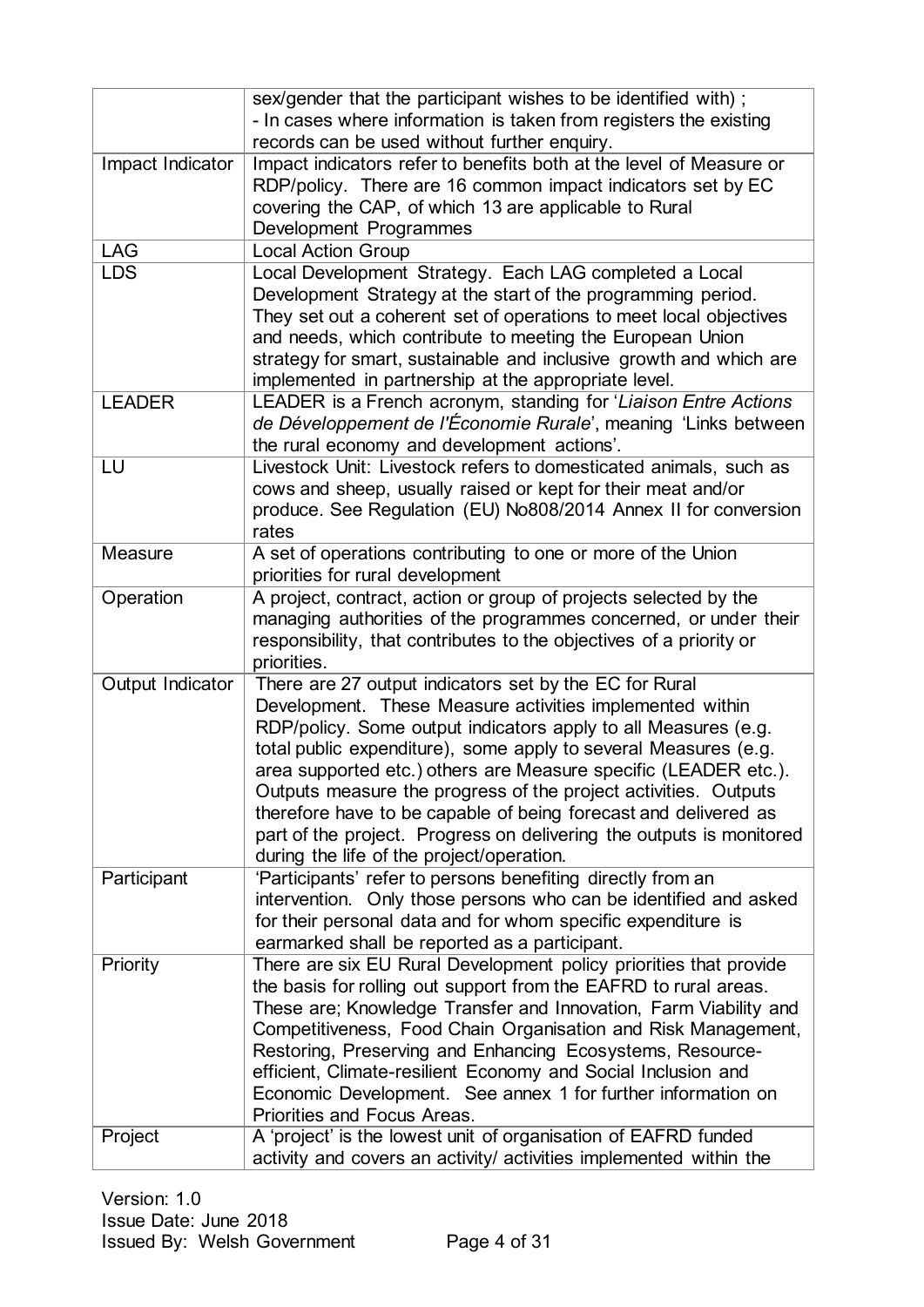| | |
|---|---|
| | sex/gender that the participant wishes to be identified with) ;<br>- In cases where information is taken from registers the existing records can be used without further enquiry. |
| Impact Indicator | Impact indicators refer to benefits both at the level of Measure or RDP/policy. There are 16 common impact indicators set by EC covering the CAP, of which 13 are applicable to Rural Development Programmes |
| LAG | Local Action Group |
| LDS | Local Development Strategy. Each LAG completed a Local Development Strategy at the start of the programming period. They set out a coherent set of operations to meet local objectives and needs, which contribute to meeting the European Union strategy for smart, sustainable and inclusive growth and which are implemented in partnership at the appropriate level. |
| LEADER | LEADER is a French acronym, standing for '*Liaison Entre Actions de Développement de l'Économie Rurale*', meaning 'Links between the rural economy and development actions'. |
| LU | Livestock Unit: Livestock refers to domesticated animals, such as cows and sheep, usually raised or kept for their meat and/or produce. See Regulation (EU) No808/2014 Annex II for conversion rates |
| Measure | A set of operations contributing to one or more of the Union priorities for rural development |
| Operation | A project, contract, action or group of projects selected by the managing authorities of the programmes concerned, or under their responsibility, that contributes to the objectives of a priority or priorities. |
| Output Indicator | There are 27 output indicators set by the EC for Rural Development. These Measure activities implemented within RDP/policy. Some output indicators apply to all Measures (e.g. total public expenditure), some apply to several Measures (e.g. area supported etc.) others are Measure specific (LEADER etc.). Outputs measure the progress of the project activities. Outputs therefore have to be capable of being forecast and delivered as part of the project. Progress on delivering the outputs is monitored during the life of the project/operation. |
| Participant | 'Participants' refer to persons benefiting directly from an intervention. Only those persons who can be identified and asked for their personal data and for whom specific expenditure is earmarked shall be reported as a participant. |
| Priority | There are six EU Rural Development policy priorities that provide the basis for rolling out support from the EAFRD to rural areas. These are; Knowledge Transfer and Innovation, Farm Viability and Competitiveness, Food Chain Organisation and Risk Management, Restoring, Preserving and Enhancing Ecosystems, Resource-efficient, Climate-resilient Economy and Social Inclusion and Economic Development. See annex 1 for further information on Priorities and Focus Areas. |
| Project | A 'project' is the lowest unit of organisation of EAFRD funded activity and covers an activity/ activities implemented within the |

Version: 1.0
Issue Date: June 2018
Issued By: Welsh Government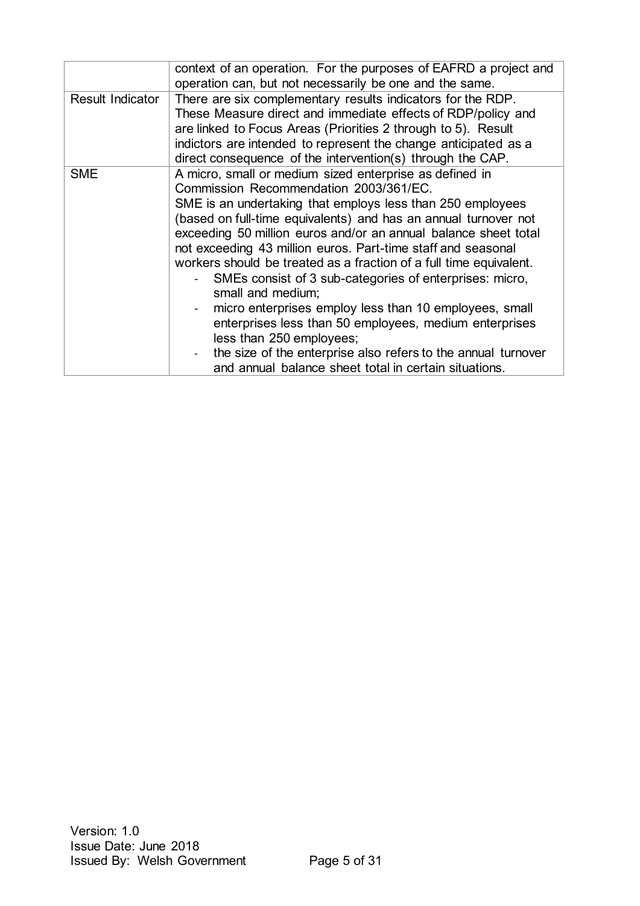| | |
|---|---|
| | context of an operation. For the purposes of EAFRD a project and operation can, but not necessarily be one and the same. |
| Result Indicator | There are six complementary results indicators for the RDP. These Measure direct and immediate effects of RDP/policy and are linked to Focus Areas (Priorities 2 through to 5). Result indictors are intended to represent the change anticipated as a direct consequence of the intervention(s) through the CAP. |
| SME | A micro, small or medium sized enterprise as defined in Commission Recommendation 2003/361/EC.<br>SME is an undertaking that employs less than 250 employees (based on full-time equivalents) and has an annual turnover not exceeding 50 million euros and/or an annual balance sheet total not exceeding 43 million euros. Part-time staff and seasonal workers should be treated as a fraction of a full time equivalent.<br>- SMEs consist of 3 sub-categories of enterprises: micro, small and medium;<br>- micro enterprises employ less than 10 employees, small enterprises less than 50 employees, medium enterprises less than 250 employees;<br>- the size of the enterprise also refers to the annual turnover and annual balance sheet total in certain situations. |

Version: 1.0
Issue Date: June 2018
Issued By: Welsh Government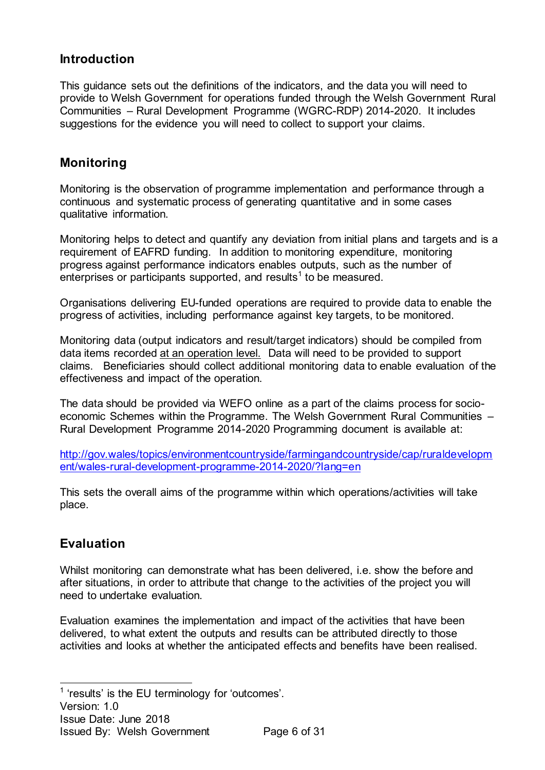## Introduction

This guidance sets out the definitions of the indicators, and the data you will need to provide to Welsh Government for operations funded through the Welsh Government Rural Communities – Rural Development Programme (WGRC-RDP) 2014-2020. It includes suggestions for the evidence you will need to collect to support your claims.

## Monitoring

Monitoring is the observation of programme implementation and performance through a continuous and systematic process of generating quantitative and in some cases qualitative information.

Monitoring helps to detect and quantify any deviation from initial plans and targets and is a requirement of EAFRD funding. In addition to monitoring expenditure, monitoring progress against performance indicators enables outputs, such as the number of enterprises or participants supported, and results[1] to be measured.

Organisations delivering EU-funded operations are required to provide data to enable the progress of activities, including performance against key targets, to be monitored.

Monitoring data (output indicators and result/target indicators) should be compiled from data items recorded at an operation level. Data will need to be provided to support claims. Beneficiaries should collect additional monitoring data to enable evaluation of the effectiveness and impact of the operation.

The data should be provided via WEFO online as a part of the claims process for socio-economic Schemes within the Programme. The Welsh Government Rural Communities – Rural Development Programme 2014-2020 Programming document is available at:

http://gov.wales/topics/environmentcountryside/farmingandcountryside/cap/ruraldevelopment/wales-rural-development-programme-2014-2020/?lang=en

This sets the overall aims of the programme within which operations/activities will take place.

## Evaluation

Whilst monitoring can demonstrate what has been delivered, i.e. show the before and after situations, in order to attribute that change to the activities of the project you will need to undertake evaluation.

Evaluation examines the implementation and impact of the activities that have been delivered, to what extent the outputs and results can be attributed directly to those activities and looks at whether the anticipated effects and benefits have been realised.

[1] 'results' is the EU terminology for 'outcomes'.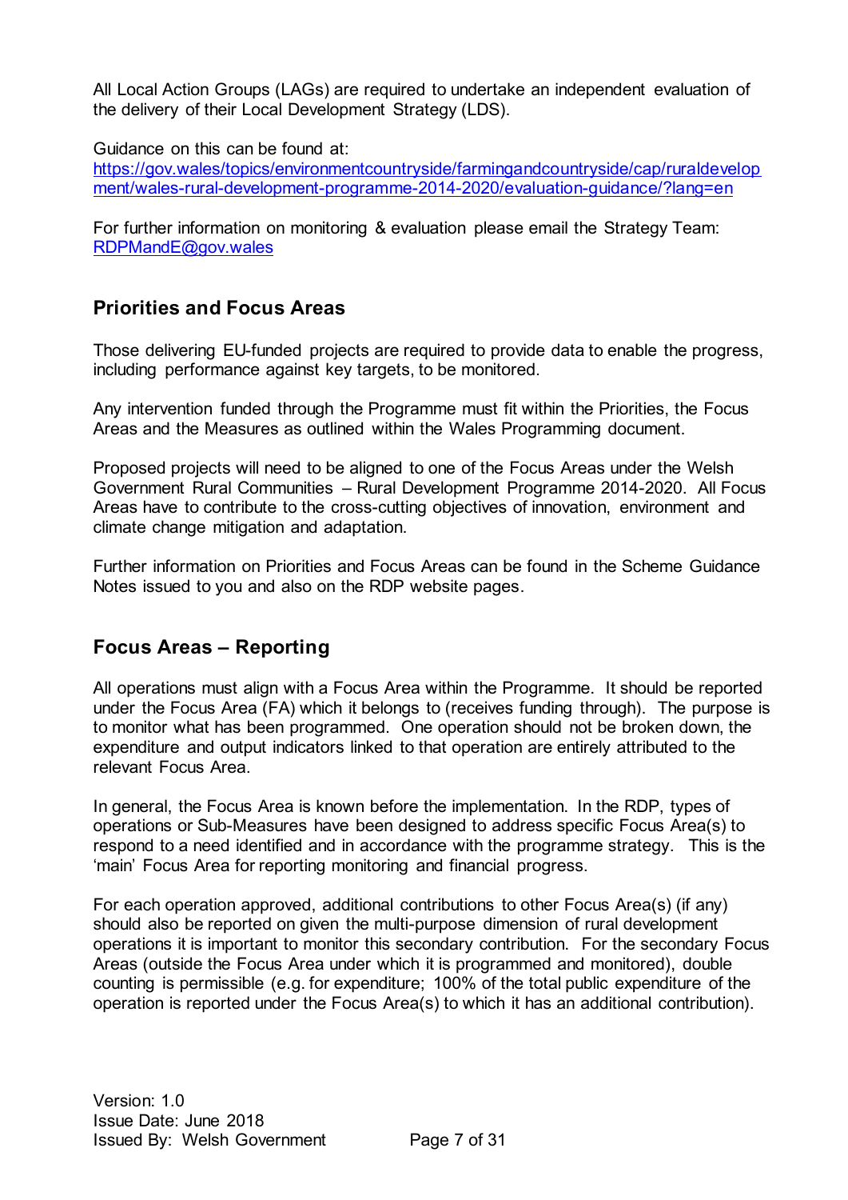All Local Action Groups (LAGs) are required to undertake an independent evaluation of the delivery of their Local Development Strategy (LDS).

Guidance on this can be found at:
[https://gov.wales/topics/environmentcountryside/farmingandcountryside/cap/ruraldevelopment/wales-rural-development-programme-2014-2020/evaluation-guidance/?lang=en](https://gov.wales/topics/environmentcountryside/farmingandcountryside/cap/ruraldevelopment/wales-rural-development-programme-2014-2020/evaluation-guidance/?lang=en)

For further information on monitoring & evaluation please email the Strategy Team:
[RDPMandE@gov.wales](mailto:RDPMandE@gov.wales)

## Priorities and Focus Areas

Those delivering EU-funded projects are required to provide data to enable the progress, including performance against key targets, to be monitored.

Any intervention funded through the Programme must fit within the Priorities, the Focus Areas and the Measures as outlined within the Wales Programming document.

Proposed projects will need to be aligned to one of the Focus Areas under the Welsh Government Rural Communities – Rural Development Programme 2014-2020. All Focus Areas have to contribute to the cross-cutting objectives of innovation, environment and climate change mitigation and adaptation.

Further information on Priorities and Focus Areas can be found in the Scheme Guidance Notes issued to you and also on the RDP website pages.

## Focus Areas – Reporting

All operations must align with a Focus Area within the Programme. It should be reported under the Focus Area (FA) which it belongs to (receives funding through). The purpose is to monitor what has been programmed. One operation should not be broken down, the expenditure and output indicators linked to that operation are entirely attributed to the relevant Focus Area.

In general, the Focus Area is known before the implementation. In the RDP, types of operations or Sub-Measures have been designed to address specific Focus Area(s) to respond to a need identified and in accordance with the programme strategy. This is the 'main' Focus Area for reporting monitoring and financial progress.

For each operation approved, additional contributions to other Focus Area(s) (if any) should also be reported on given the multi-purpose dimension of rural development operations it is important to monitor this secondary contribution. For the secondary Focus Areas (outside the Focus Area under which it is programmed and monitored), double counting is permissible (e.g. for expenditure; 100% of the total public expenditure of the operation is reported under the Focus Area(s) to which it has an additional contribution).

Version: 1.0
Issue Date: June 2018
Issued By: Welsh Government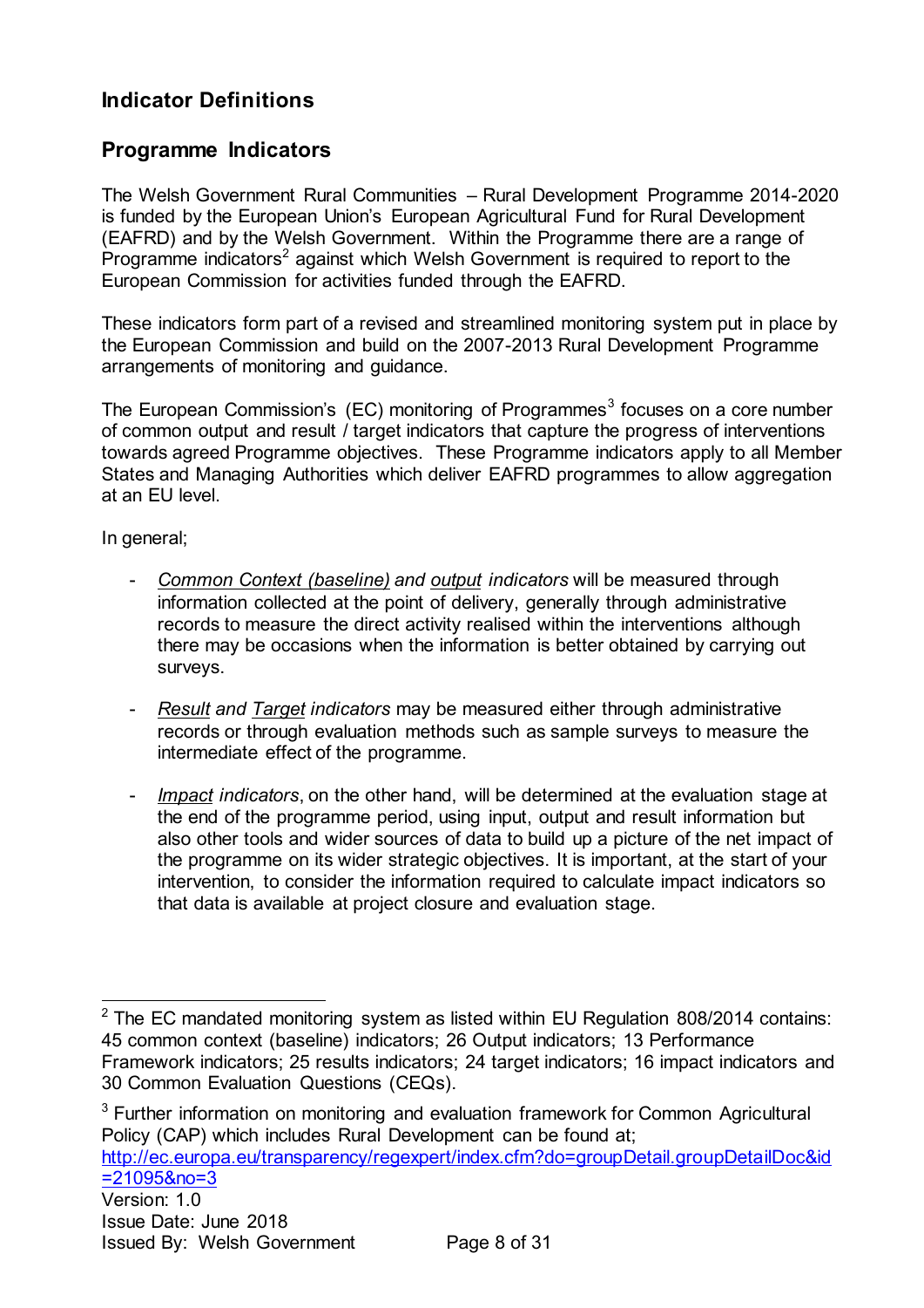## Indicator Definitions

### Programme Indicators

The Welsh Government Rural Communities – Rural Development Programme 2014-2020 is funded by the European Union's European Agricultural Fund for Rural Development (EAFRD) and by the Welsh Government. Within the Programme there are a range of Programme indicators[2] against which Welsh Government is required to report to the European Commission for activities funded through the EAFRD.

These indicators form part of a revised and streamlined monitoring system put in place by the European Commission and build on the 2007-2013 Rural Development Programme arrangements of monitoring and guidance.

The European Commission's (EC) monitoring of Programmes[3] focuses on a core number of common output and result / target indicators that capture the progress of interventions towards agreed Programme objectives. These Programme indicators apply to all Member States and Managing Authorities which deliver EAFRD programmes to allow aggregation at an EU level.

In general;

- *Common Context (baseline) and output indicators* will be measured through information collected at the point of delivery, generally through administrative records to measure the direct activity realised within the interventions although there may be occasions when the information is better obtained by carrying out surveys.

- *Result and Target indicators* may be measured either through administrative records or through evaluation methods such as sample surveys to measure the intermediate effect of the programme.

- *Impact indicators*, on the other hand, will be determined at the evaluation stage at the end of the programme period, using input, output and result information but also other tools and wider sources of data to build up a picture of the net impact of the programme on its wider strategic objectives. It is important, at the start of your intervention, to consider the information required to calculate impact indicators so that data is available at project closure and evaluation stage.

---

[2] The EC mandated monitoring system as listed within EU Regulation 808/2014 contains: 45 common context (baseline) indicators; 26 Output indicators; 13 Performance Framework indicators; 25 results indicators; 24 target indicators; 16 impact indicators and 30 Common Evaluation Questions (CEQs).

[3] Further information on monitoring and evaluation framework for Common Agricultural Policy (CAP) which includes Rural Development can be found at; http://ec.europa.eu/transparency/regexpert/index.cfm?do=groupDetail.groupDetailDoc&id=21095&no=3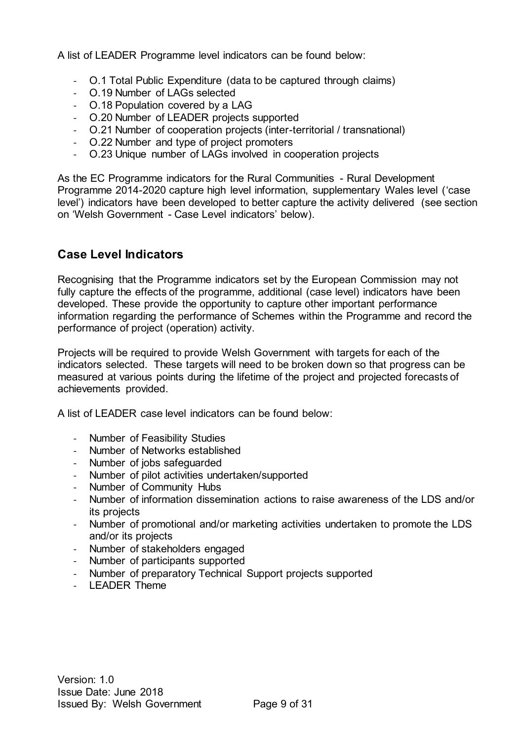A list of LEADER Programme level indicators can be found below:

- O.1 Total Public Expenditure (data to be captured through claims)
- O.19 Number of LAGs selected
- O.18 Population covered by a LAG
- O.20 Number of LEADER projects supported
- O.21 Number of cooperation projects (inter-territorial / transnational)
- O.22 Number and type of project promoters
- O.23 Unique number of LAGs involved in cooperation projects

As the EC Programme indicators for the Rural Communities - Rural Development Programme 2014-2020 capture high level information, supplementary Wales level ('case level') indicators have been developed to better capture the activity delivered (see section on 'Welsh Government - Case Level indicators' below).

## Case Level Indicators

Recognising that the Programme indicators set by the European Commission may not fully capture the effects of the programme, additional (case level) indicators have been developed. These provide the opportunity to capture other important performance information regarding the performance of Schemes within the Programme and record the performance of project (operation) activity.

Projects will be required to provide Welsh Government with targets for each of the indicators selected. These targets will need to be broken down so that progress can be measured at various points during the lifetime of the project and projected forecasts of achievements provided.

A list of LEADER case level indicators can be found below:

- Number of Feasibility Studies
- Number of Networks established
- Number of jobs safeguarded
- Number of pilot activities undertaken/supported
- Number of Community Hubs
- Number of information dissemination actions to raise awareness of the LDS and/or its projects
- Number of promotional and/or marketing activities undertaken to promote the LDS and/or its projects
- Number of stakeholders engaged
- Number of participants supported
- Number of preparatory Technical Support projects supported
- LEADER Theme

Version: 1.0
Issue Date: June 2018
Issued By: Welsh Government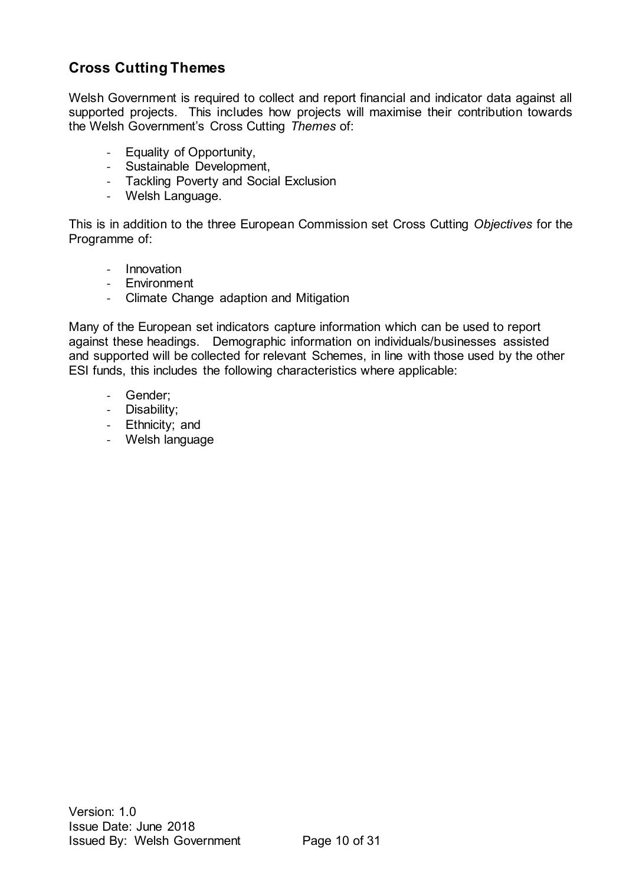## Cross Cutting Themes

Welsh Government is required to collect and report financial and indicator data against all supported projects. This includes how projects will maximise their contribution towards the Welsh Government's Cross Cutting *Themes* of:

- Equality of Opportunity,
- Sustainable Development,
- Tackling Poverty and Social Exclusion
- Welsh Language.

This is in addition to the three European Commission set Cross Cutting *Objectives* for the Programme of:

- Innovation
- Environment
- Climate Change adaption and Mitigation

Many of the European set indicators capture information which can be used to report against these headings. Demographic information on individuals/businesses assisted and supported will be collected for relevant Schemes, in line with those used by the other ESI funds, this includes the following characteristics where applicable:

- Gender;
- Disability;
- Ethnicity; and
- Welsh language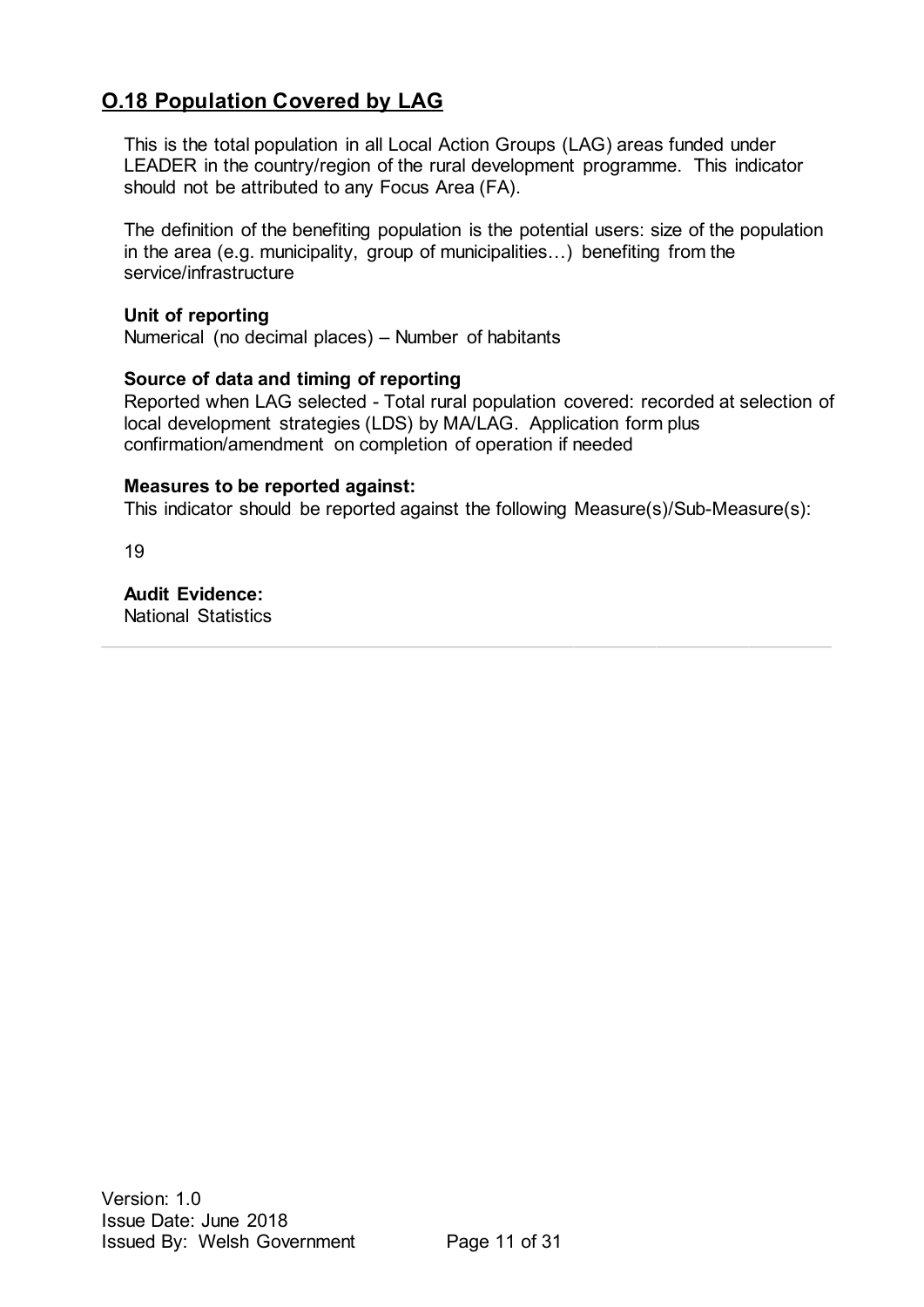## O.18 Population Covered by LAG

This is the total population in all Local Action Groups (LAG) areas funded under LEADER in the country/region of the rural development programme. This indicator should not be attributed to any Focus Area (FA).

The definition of the benefiting population is the potential users: size of the population in the area (e.g. municipality, group of municipalities…) benefiting from the service/infrastructure

**Unit of reporting**
Numerical (no decimal places) – Number of habitants

**Source of data and timing of reporting**
Reported when LAG selected - Total rural population covered: recorded at selection of local development strategies (LDS) by MA/LAG. Application form plus confirmation/amendment on completion of operation if needed

**Measures to be reported against:**
This indicator should be reported against the following Measure(s)/Sub-Measure(s):

19

**Audit Evidence:**
National Statistics

---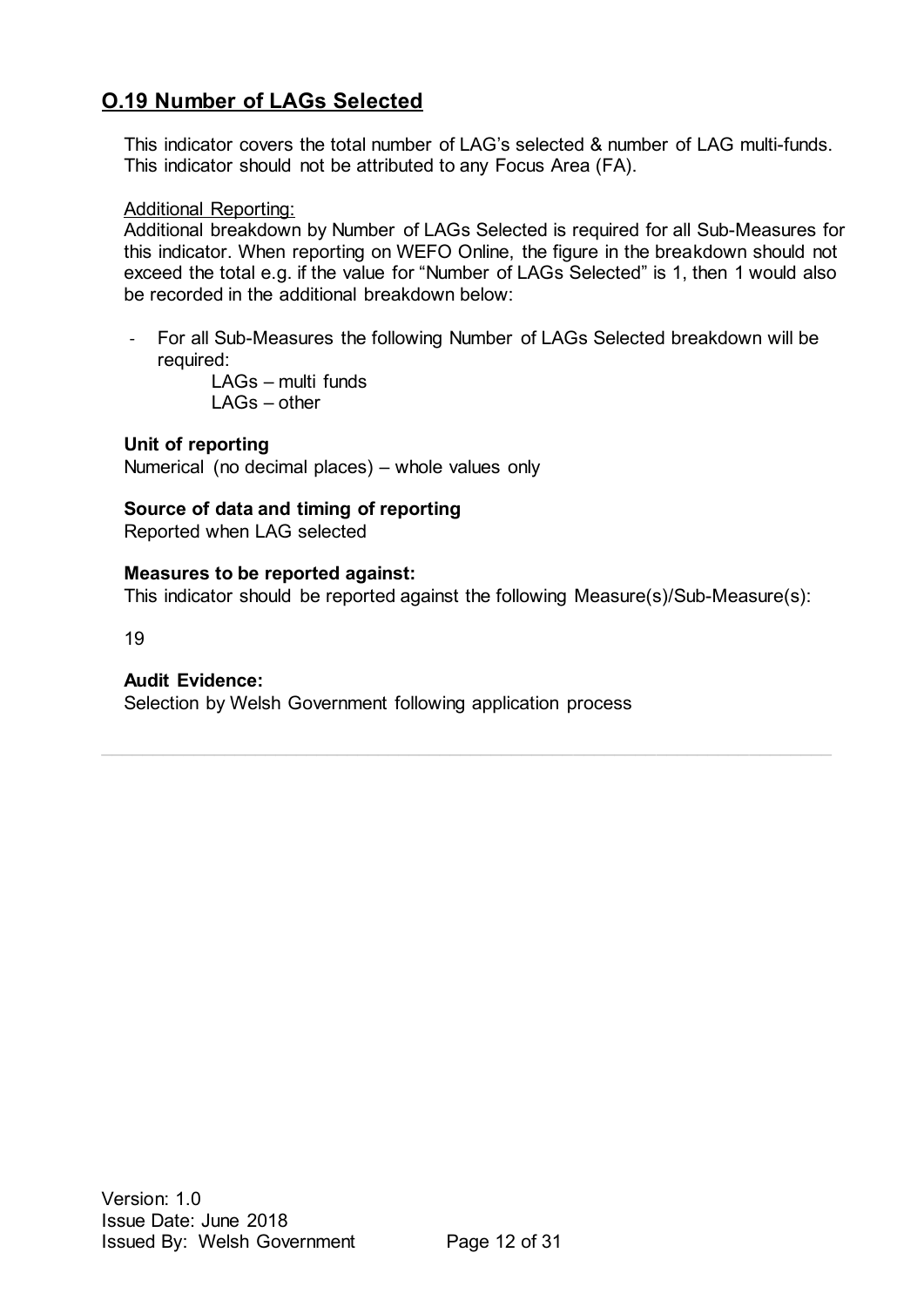## O.19 Number of LAGs Selected

This indicator covers the total number of LAG's selected & number of LAG multi-funds. This indicator should not be attributed to any Focus Area (FA).

Additional Reporting:

Additional breakdown by Number of LAGs Selected is required for all Sub-Measures for this indicator. When reporting on WEFO Online, the figure in the breakdown should not exceed the total e.g. if the value for "Number of LAGs Selected" is 1, then 1 would also be recorded in the additional breakdown below:

- For all Sub-Measures the following Number of LAGs Selected breakdown will be required:
  - LAGs – multi funds
  - LAGs – other

**Unit of reporting**

Numerical (no decimal places) – whole values only

**Source of data and timing of reporting**

Reported when LAG selected

**Measures to be reported against:**

This indicator should be reported against the following Measure(s)/Sub-Measure(s):

19

**Audit Evidence:**

Selection by Welsh Government following application process

---

Version: 1.0
Issue Date: June 2018
Issued By: Welsh Government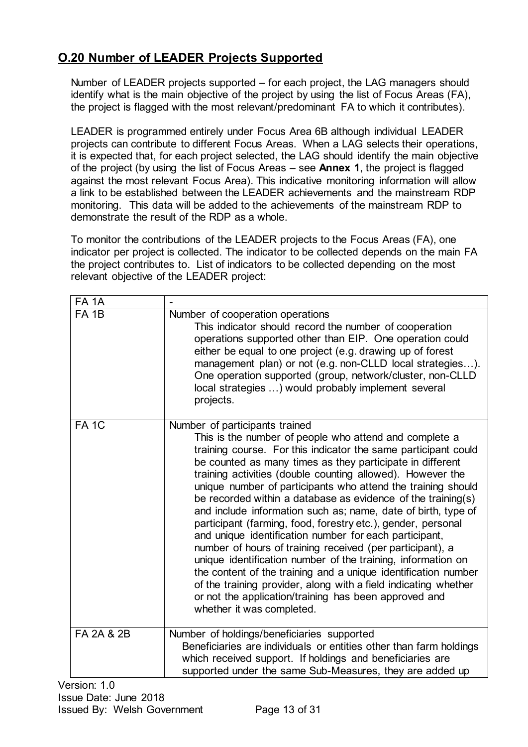## O.20 Number of LEADER Projects Supported

Number of LEADER projects supported – for each project, the LAG managers should identify what is the main objective of the project by using the list of Focus Areas (FA), the project is flagged with the most relevant/predominant FA to which it contributes).

LEADER is programmed entirely under Focus Area 6B although individual LEADER projects can contribute to different Focus Areas. When a LAG selects their operations, it is expected that, for each project selected, the LAG should identify the main objective of the project (by using the list of Focus Areas – see **Annex 1**, the project is flagged against the most relevant Focus Area). This indicative monitoring information will allow a link to be established between the LEADER achievements and the mainstream RDP monitoring. This data will be added to the achievements of the mainstream RDP to demonstrate the result of the RDP as a whole.

To monitor the contributions of the LEADER projects to the Focus Areas (FA), one indicator per project is collected. The indicator to be collected depends on the main FA the project contributes to. List of indicators to be collected depending on the most relevant objective of the LEADER project:

| FA 1A | - |
|---|---|
| FA 1B | Number of cooperation operations<br>This indicator should record the number of cooperation operations supported other than EIP. One operation could either be equal to one project (e.g. drawing up of forest management plan) or not (e.g. non-CLLD local strategies…). One operation supported (group, network/cluster, non-CLLD local strategies …) would probably implement several projects. |
| FA 1C | Number of participants trained<br>This is the number of people who attend and complete a training course. For this indicator the same participant could be counted as many times as they participate in different training activities (double counting allowed). However the unique number of participants who attend the training should be recorded within a database as evidence of the training(s) and include information such as; name, date of birth, type of participant (farming, food, forestry etc.), gender, personal and unique identification number for each participant, number of hours of training received (per participant), a unique identification number of the training, information on the content of the training and a unique identification number of the training provider, along with a field indicating whether or not the application/training has been approved and whether it was completed. |
| FA 2A & 2B | Number of holdings/beneficiaries supported<br>Beneficiaries are individuals or entities other than farm holdings which received support. If holdings and beneficiaries are supported under the same Sub-Measures, they are added up |

Version: 1.0
Issue Date: June 2018
Issued By: Welsh Government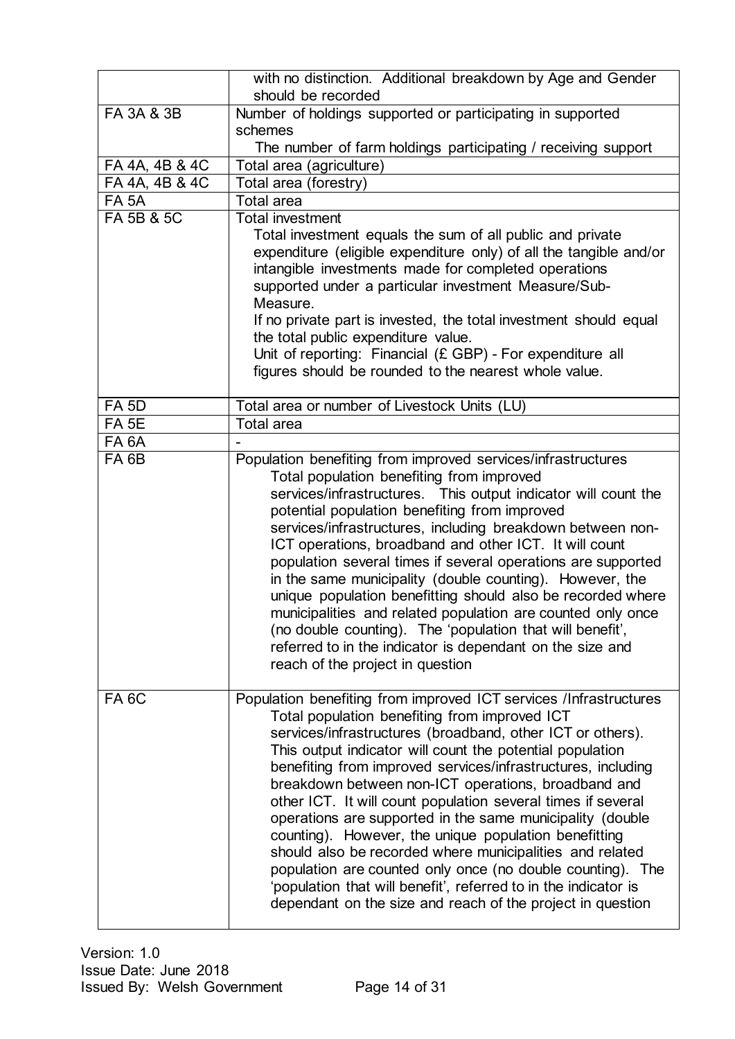|  |  |
|---|---|
|  | with no distinction. Additional breakdown by Age and Gender should be recorded |
| FA 3A & 3B | Number of holdings supported or participating in supported schemes<br>The number of farm holdings participating / receiving support |
| FA 4A, 4B & 4C | Total area (agriculture) |
| FA 4A, 4B & 4C | Total area (forestry) |
| FA 5A | Total area |
| FA 5B & 5C | Total investment<br>Total investment equals the sum of all public and private expenditure (eligible expenditure only) of all the tangible and/or intangible investments made for completed operations supported under a particular investment Measure/Sub-Measure.<br>If no private part is invested, the total investment should equal the total public expenditure value.<br>Unit of reporting: Financial (£ GBP) - For expenditure all figures should be rounded to the nearest whole value. |
| FA 5D | Total area or number of Livestock Units (LU) |
| FA 5E | Total area |
| FA 6A | - |
| FA 6B | Population benefiting from improved services/infrastructures<br>Total population benefiting from improved services/infrastructures. This output indicator will count the potential population benefiting from improved services/infrastructures, including breakdown between non-ICT operations, broadband and other ICT. It will count population several times if several operations are supported in the same municipality (double counting). However, the unique population benefitting should also be recorded where municipalities and related population are counted only once (no double counting). The 'population that will benefit', referred to in the indicator is dependant on the size and reach of the project in question |
| FA 6C | Population benefiting from improved ICT services /Infrastructures<br>Total population benefiting from improved ICT services/infrastructures (broadband, other ICT or others). This output indicator will count the potential population benefiting from improved services/infrastructures, including breakdown between non-ICT operations, broadband and other ICT. It will count population several times if several operations are supported in the same municipality (double counting). However, the unique population benefitting should also be recorded where municipalities and related population are counted only once (no double counting). The 'population that will benefit', referred to in the indicator is dependant on the size and reach of the project in question |

Version: 1.0
Issue Date: June 2018
Issued By: Welsh Government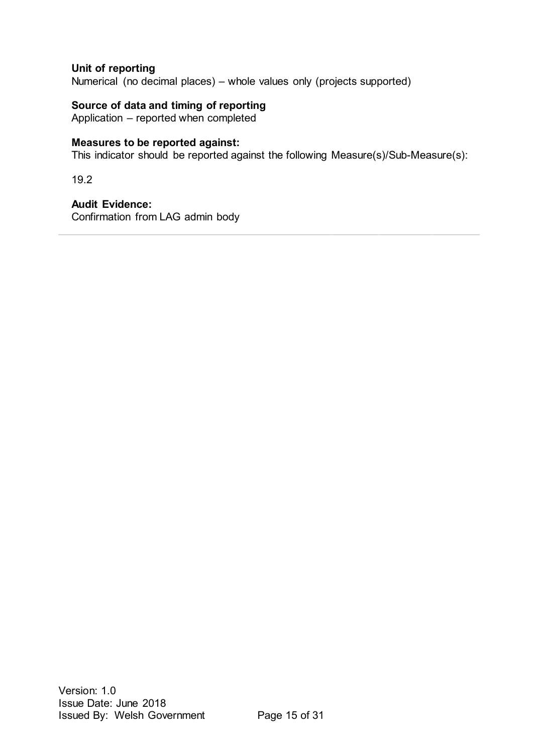**Unit of reporting**
Numerical (no decimal places) – whole values only (projects supported)

**Source of data and timing of reporting**
Application – reported when completed

**Measures to be reported against:**
This indicator should be reported against the following Measure(s)/Sub-Measure(s):

19.2

**Audit Evidence:**
Confirmation from LAG admin body

---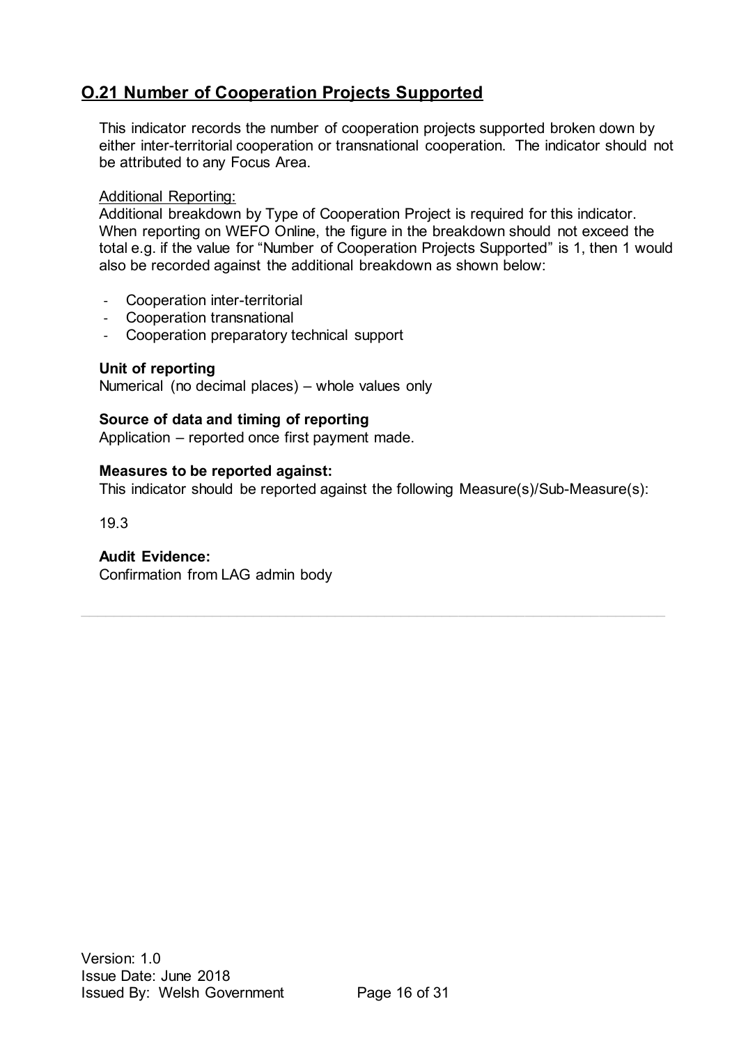## O.21 Number of Cooperation Projects Supported

This indicator records the number of cooperation projects supported broken down by either inter-territorial cooperation or transnational cooperation. The indicator should not be attributed to any Focus Area.

Additional Reporting:
Additional breakdown by Type of Cooperation Project is required for this indicator. When reporting on WEFO Online, the figure in the breakdown should not exceed the total e.g. if the value for "Number of Cooperation Projects Supported" is 1, then 1 would also be recorded against the additional breakdown as shown below:

- Cooperation inter-territorial
- Cooperation transnational
- Cooperation preparatory technical support

**Unit of reporting**
Numerical (no decimal places) – whole values only

**Source of data and timing of reporting**
Application – reported once first payment made.

**Measures to be reported against:**
This indicator should be reported against the following Measure(s)/Sub-Measure(s):

19.3

**Audit Evidence:**
Confirmation from LAG admin body

---

Version: 1.0
Issue Date: June 2018
Issued By: Welsh Government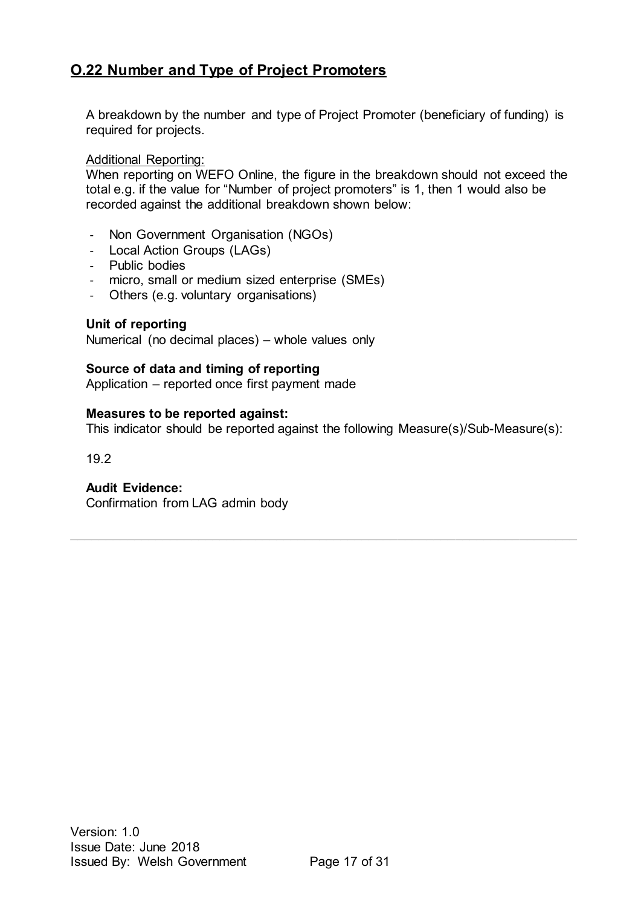## O.22 Number and Type of Project Promoters

A breakdown by the number and type of Project Promoter (beneficiary of funding) is required for projects.

Additional Reporting:

When reporting on WEFO Online, the figure in the breakdown should not exceed the total e.g. if the value for "Number of project promoters" is 1, then 1 would also be recorded against the additional breakdown shown below:

- Non Government Organisation (NGOs)
- Local Action Groups (LAGs)
- Public bodies
- micro, small or medium sized enterprise (SMEs)
- Others (e.g. voluntary organisations)

**Unit of reporting**

Numerical (no decimal places) – whole values only

**Source of data and timing of reporting**

Application – reported once first payment made

**Measures to be reported against:**

This indicator should be reported against the following Measure(s)/Sub-Measure(s):

19.2

**Audit Evidence:**

Confirmation from LAG admin body

---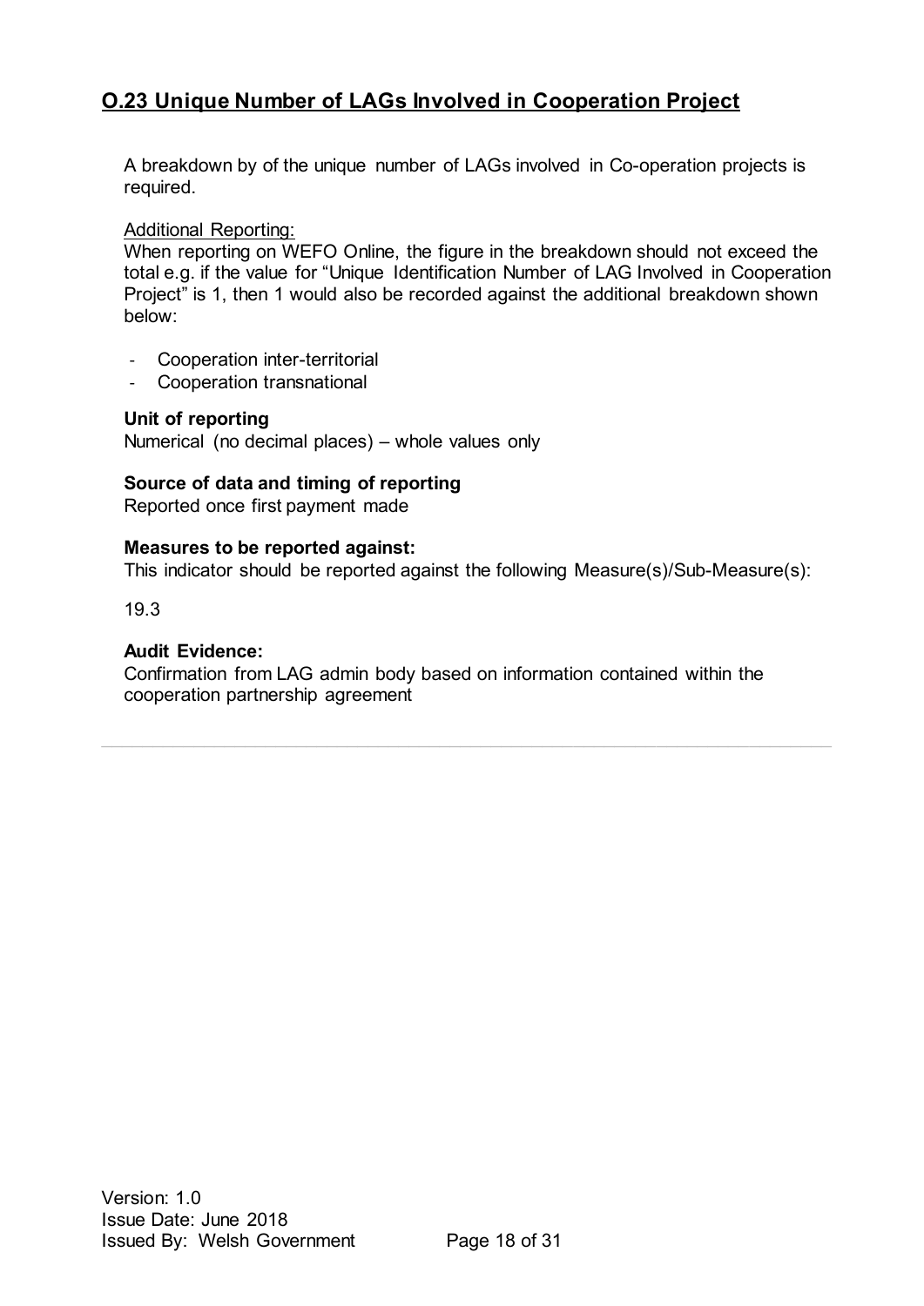## O.23 Unique Number of LAGs Involved in Cooperation Project

A breakdown by of the unique number of LAGs involved in Co-operation projects is required.

Additional Reporting:
When reporting on WEFO Online, the figure in the breakdown should not exceed the total e.g. if the value for "Unique Identification Number of LAG Involved in Cooperation Project" is 1, then 1 would also be recorded against the additional breakdown shown below:

- Cooperation inter-territorial
- Cooperation transnational

**Unit of reporting**
Numerical (no decimal places) – whole values only

**Source of data and timing of reporting**
Reported once first payment made

**Measures to be reported against:**
This indicator should be reported against the following Measure(s)/Sub-Measure(s):

19.3

**Audit Evidence:**
Confirmation from LAG admin body based on information contained within the cooperation partnership agreement

---

Version: 1.0
Issue Date: June 2018
Issued By: Welsh Government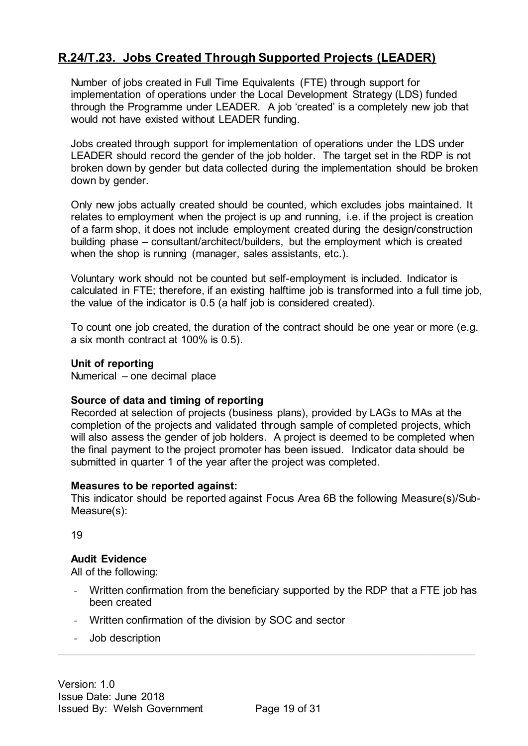## R.24/T.23. Jobs Created Through Supported Projects (LEADER)

Number of jobs created in Full Time Equivalents (FTE) through support for implementation of operations under the Local Development Strategy (LDS) funded through the Programme under LEADER. A job 'created' is a completely new job that would not have existed without LEADER funding.

Jobs created through support for implementation of operations under the LDS under LEADER should record the gender of the job holder. The target set in the RDP is not broken down by gender but data collected during the implementation should be broken down by gender.

Only new jobs actually created should be counted, which excludes jobs maintained. It relates to employment when the project is up and running, i.e. if the project is creation of a farm shop, it does not include employment created during the design/construction building phase – consultant/architect/builders, but the employment which is created when the shop is running (manager, sales assistants, etc.).

Voluntary work should not be counted but self-employment is included. Indicator is calculated in FTE; therefore, if an existing halftime job is transformed into a full time job, the value of the indicator is 0.5 (a half job is considered created).

To count one job created, the duration of the contract should be one year or more (e.g. a six month contract at 100% is 0.5).

**Unit of reporting**
Numerical – one decimal place

**Source of data and timing of reporting**
Recorded at selection of projects (business plans), provided by LAGs to MAs at the completion of the projects and validated through sample of completed projects, which will also assess the gender of job holders. A project is deemed to be completed when the final payment to the project promoter has been issued. Indicator data should be submitted in quarter 1 of the year after the project was completed.

**Measures to be reported against:**
This indicator should be reported against Focus Area 6B the following Measure(s)/Sub-Measure(s):

19

**Audit Evidence**
All of the following:

- Written confirmation from the beneficiary supported by the RDP that a FTE job has been created
- Written confirmation of the division by SOC and sector
- Job description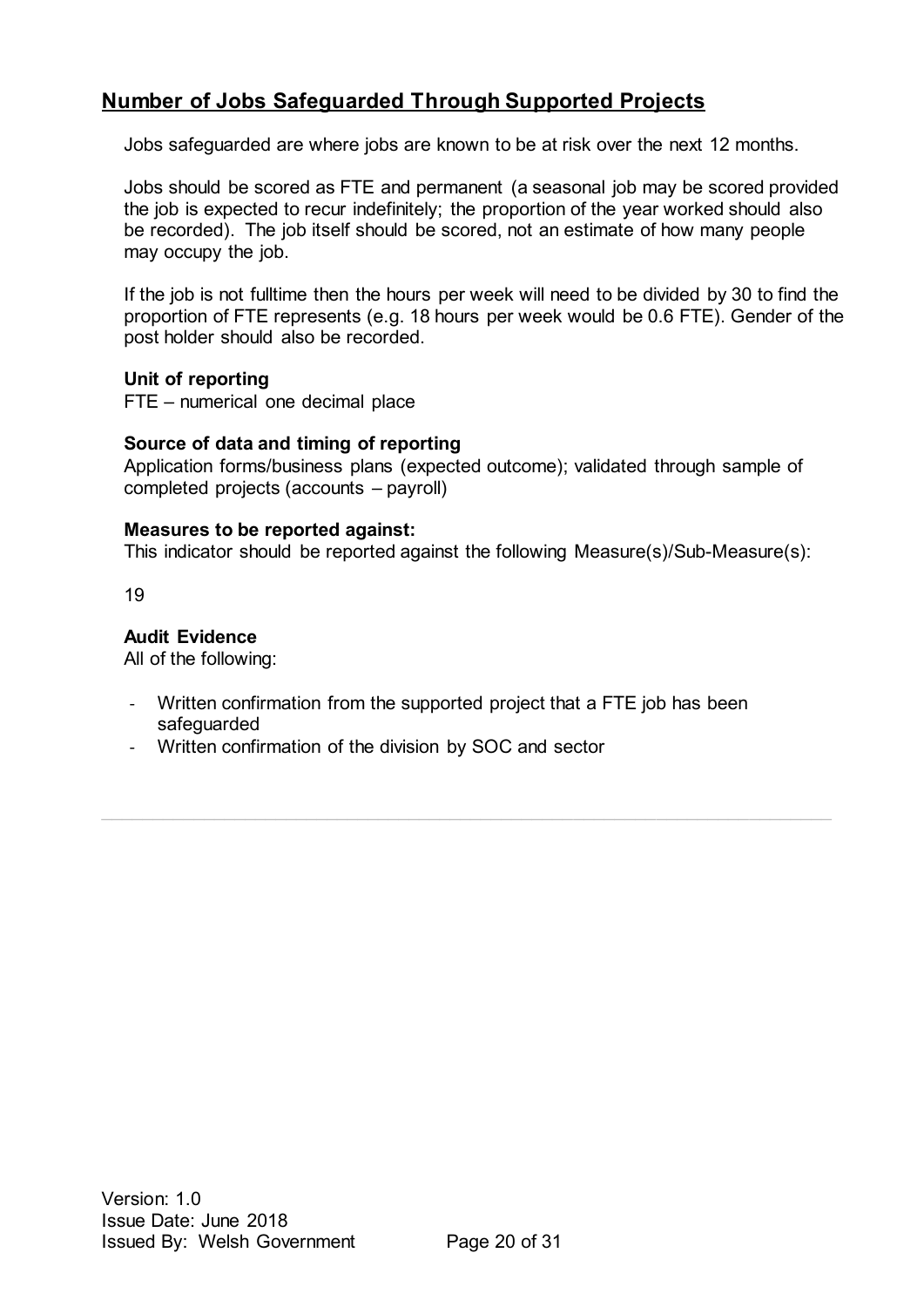## Number of Jobs Safeguarded Through Supported Projects

Jobs safeguarded are where jobs are known to be at risk over the next 12 months.

Jobs should be scored as FTE and permanent (a seasonal job may be scored provided the job is expected to recur indefinitely; the proportion of the year worked should also be recorded). The job itself should be scored, not an estimate of how many people may occupy the job.

If the job is not fulltime then the hours per week will need to be divided by 30 to find the proportion of FTE represents (e.g. 18 hours per week would be 0.6 FTE). Gender of the post holder should also be recorded.

**Unit of reporting**
FTE – numerical one decimal place

**Source of data and timing of reporting**
Application forms/business plans (expected outcome); validated through sample of completed projects (accounts – payroll)

**Measures to be reported against:**
This indicator should be reported against the following Measure(s)/Sub-Measure(s):

19

**Audit Evidence**
All of the following:

- Written confirmation from the supported project that a FTE job has been safeguarded
- Written confirmation of the division by SOC and sector

---

Version: 1.0
Issue Date: June 2018
Issued By: Welsh Government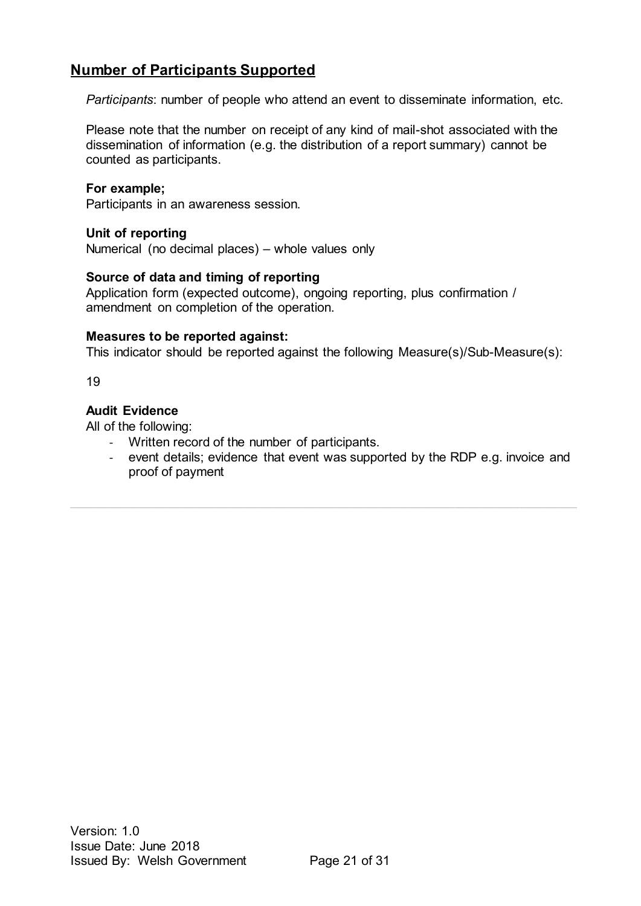## Number of Participants Supported

*Participants*: number of people who attend an event to disseminate information, etc.

Please note that the number on receipt of any kind of mail-shot associated with the dissemination of information (e.g. the distribution of a report summary) cannot be counted as participants.

**For example;**
Participants in an awareness session.

**Unit of reporting**
Numerical (no decimal places) – whole values only

**Source of data and timing of reporting**
Application form (expected outcome), ongoing reporting, plus confirmation / amendment on completion of the operation.

**Measures to be reported against:**
This indicator should be reported against the following Measure(s)/Sub-Measure(s):

19

**Audit Evidence**
All of the following:

- Written record of the number of participants.
- event details; evidence that event was supported by the RDP e.g. invoice and proof of payment

---

Version: 1.0
Issue Date: June 2018
Issued By: Welsh Government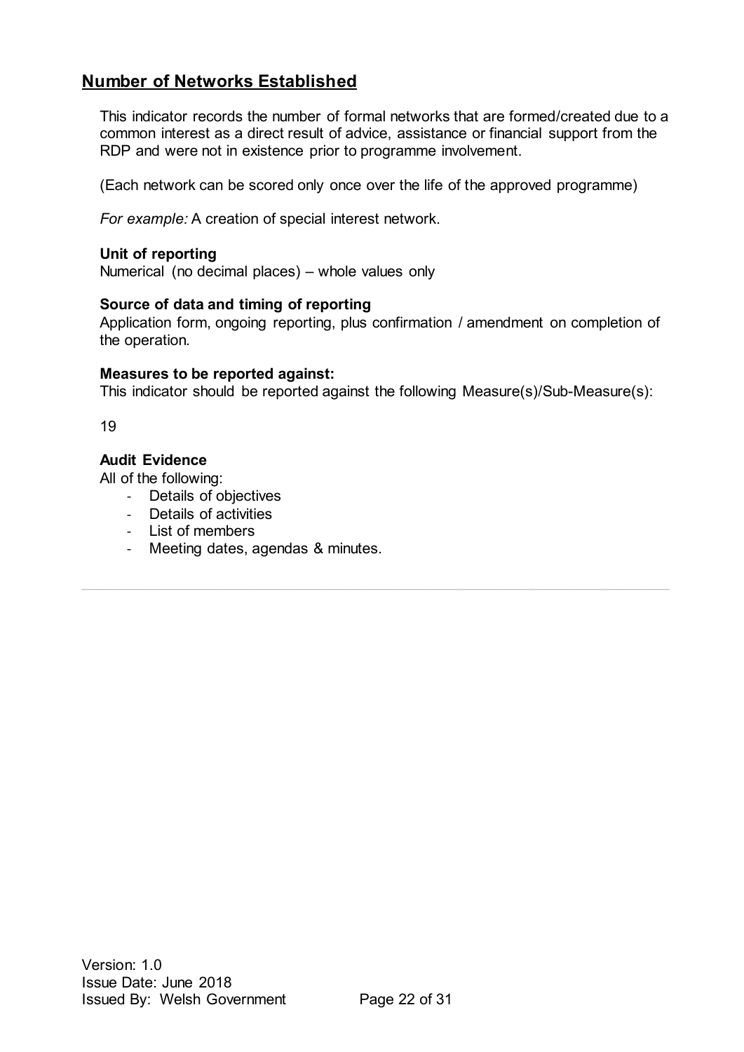## Number of Networks Established

This indicator records the number of formal networks that are formed/created due to a common interest as a direct result of advice, assistance or financial support from the RDP and were not in existence prior to programme involvement.

(Each network can be scored only once over the life of the approved programme)

*For example:* A creation of special interest network.

**Unit of reporting**
Numerical (no decimal places) – whole values only

**Source of data and timing of reporting**
Application form, ongoing reporting, plus confirmation / amendment on completion of the operation.

**Measures to be reported against:**
This indicator should be reported against the following Measure(s)/Sub-Measure(s):

19

**Audit Evidence**
All of the following:

- Details of objectives
- Details of activities
- List of members
- Meeting dates, agendas & minutes.

---

Version: 1.0
Issue Date: June 2018
Issued By: Welsh Government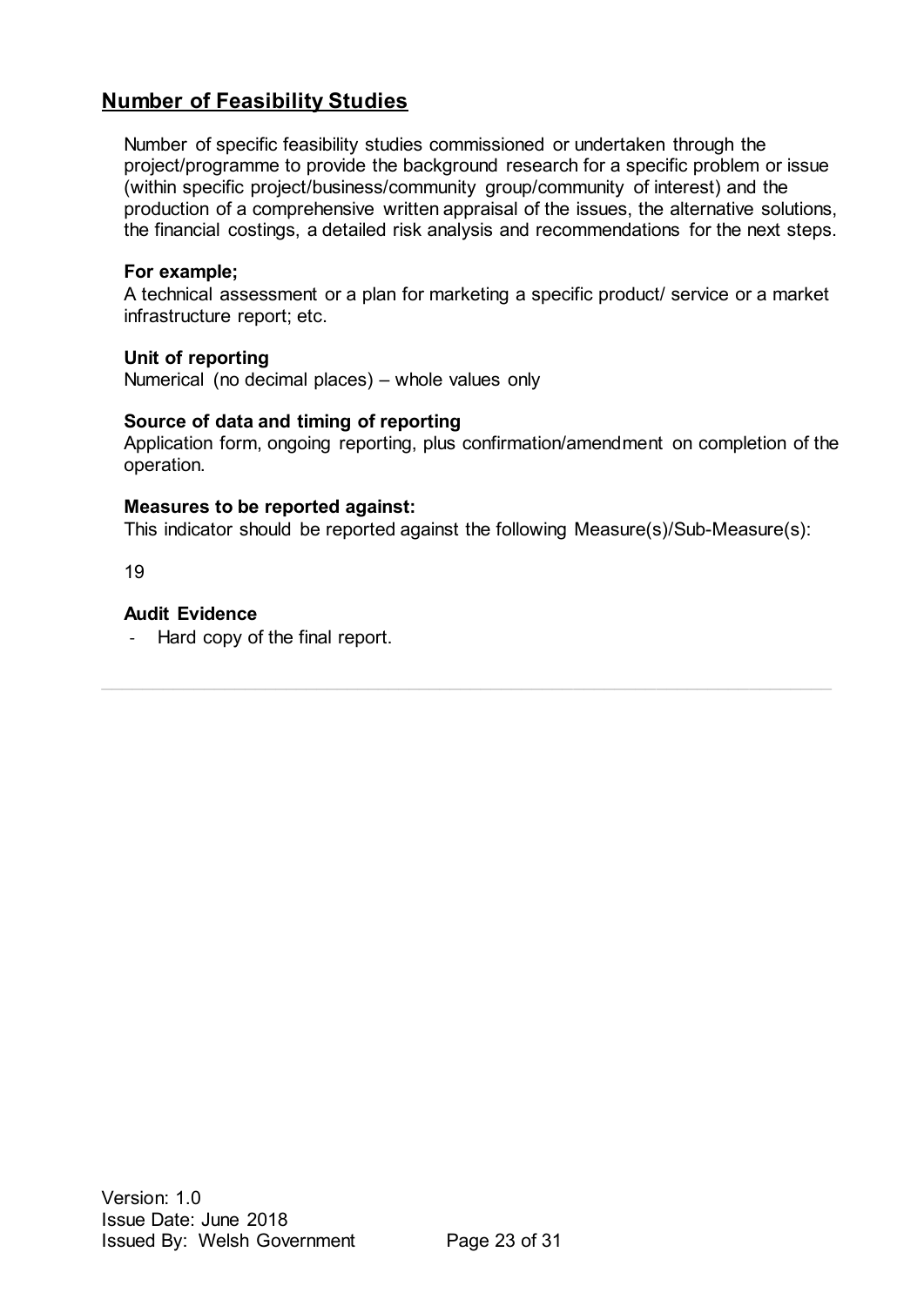## Number of Feasibility Studies

Number of specific feasibility studies commissioned or undertaken through the project/programme to provide the background research for a specific problem or issue (within specific project/business/community group/community of interest) and the production of a comprehensive written appraisal of the issues, the alternative solutions, the financial costings, a detailed risk analysis and recommendations for the next steps.

**For example;**

A technical assessment or a plan for marketing a specific product/ service or a market infrastructure report; etc.

**Unit of reporting**

Numerical (no decimal places) – whole values only

**Source of data and timing of reporting**

Application form, ongoing reporting, plus confirmation/amendment on completion of the operation.

**Measures to be reported against:**

This indicator should be reported against the following Measure(s)/Sub-Measure(s):

19

**Audit Evidence**

- Hard copy of the final report.

---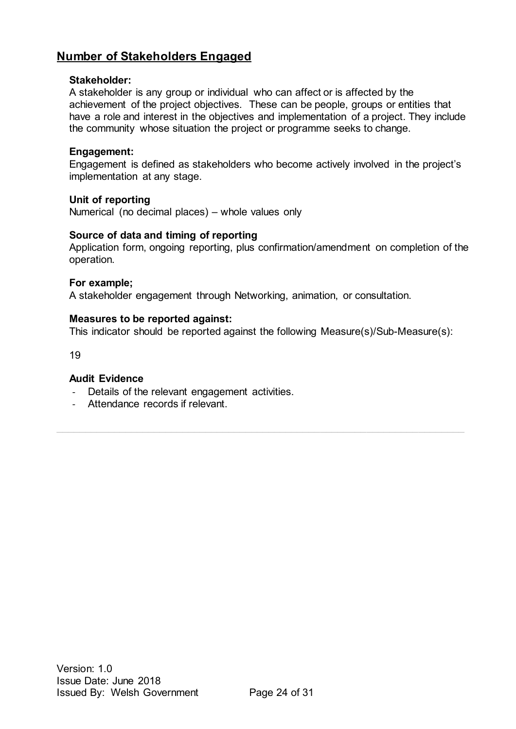## Number of Stakeholders Engaged

**Stakeholder:**
A stakeholder is any group or individual who can affect or is affected by the achievement of the project objectives. These can be people, groups or entities that have a role and interest in the objectives and implementation of a project. They include the community whose situation the project or programme seeks to change.

**Engagement:**
Engagement is defined as stakeholders who become actively involved in the project's implementation at any stage.

**Unit of reporting**
Numerical (no decimal places) – whole values only

**Source of data and timing of reporting**
Application form, ongoing reporting, plus confirmation/amendment on completion of the operation.

**For example;**
A stakeholder engagement through Networking, animation, or consultation.

**Measures to be reported against:**
This indicator should be reported against the following Measure(s)/Sub-Measure(s):

19

**Audit Evidence**

- Details of the relevant engagement activities.
- Attendance records if relevant.

---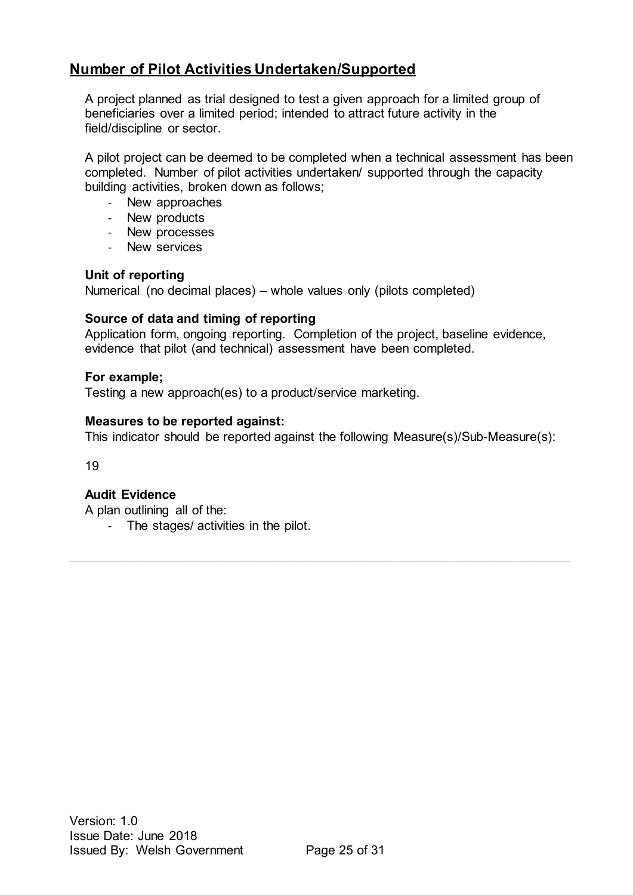## Number of Pilot Activities Undertaken/Supported

A project planned as trial designed to test a given approach for a limited group of beneficiaries over a limited period; intended to attract future activity in the field/discipline or sector.

A pilot project can be deemed to be completed when a technical assessment has been completed. Number of pilot activities undertaken/ supported through the capacity building activities, broken down as follows;

- New approaches
- New products
- New processes
- New services

**Unit of reporting**

Numerical (no decimal places) – whole values only (pilots completed)

**Source of data and timing of reporting**

Application form, ongoing reporting. Completion of the project, baseline evidence, evidence that pilot (and technical) assessment have been completed.

**For example;**

Testing a new approach(es) to a product/service marketing.

**Measures to be reported against:**

This indicator should be reported against the following Measure(s)/Sub-Measure(s):

19

**Audit Evidence**

A plan outlining all of the:

- The stages/ activities in the pilot.

---

Version: 1.0
Issue Date: June 2018
Issued By: Welsh Government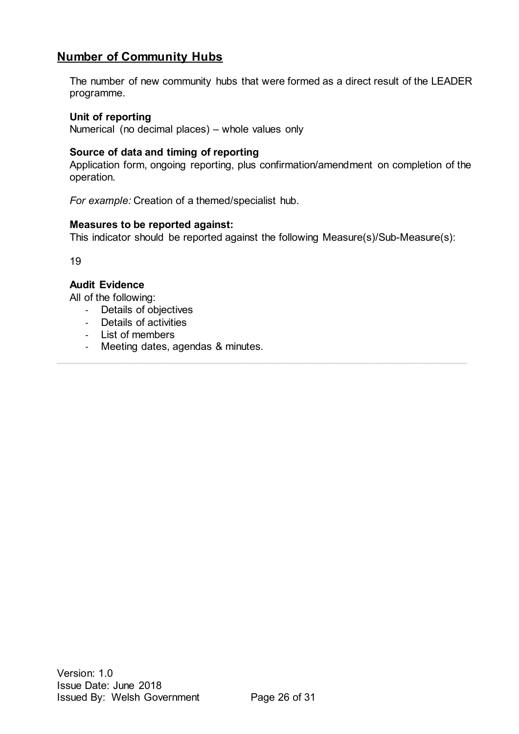## Number of Community Hubs

The number of new community hubs that were formed as a direct result of the LEADER programme.

**Unit of reporting**
Numerical (no decimal places) – whole values only

**Source of data and timing of reporting**
Application form, ongoing reporting, plus confirmation/amendment on completion of the operation.

*For example:* Creation of a themed/specialist hub.

**Measures to be reported against:**
This indicator should be reported against the following Measure(s)/Sub-Measure(s):

19

**Audit Evidence**
All of the following:

- Details of objectives
- Details of activities
- List of members
- Meeting dates, agendas & minutes.

---

Version: 1.0
Issue Date: June 2018
Issued By: Welsh Government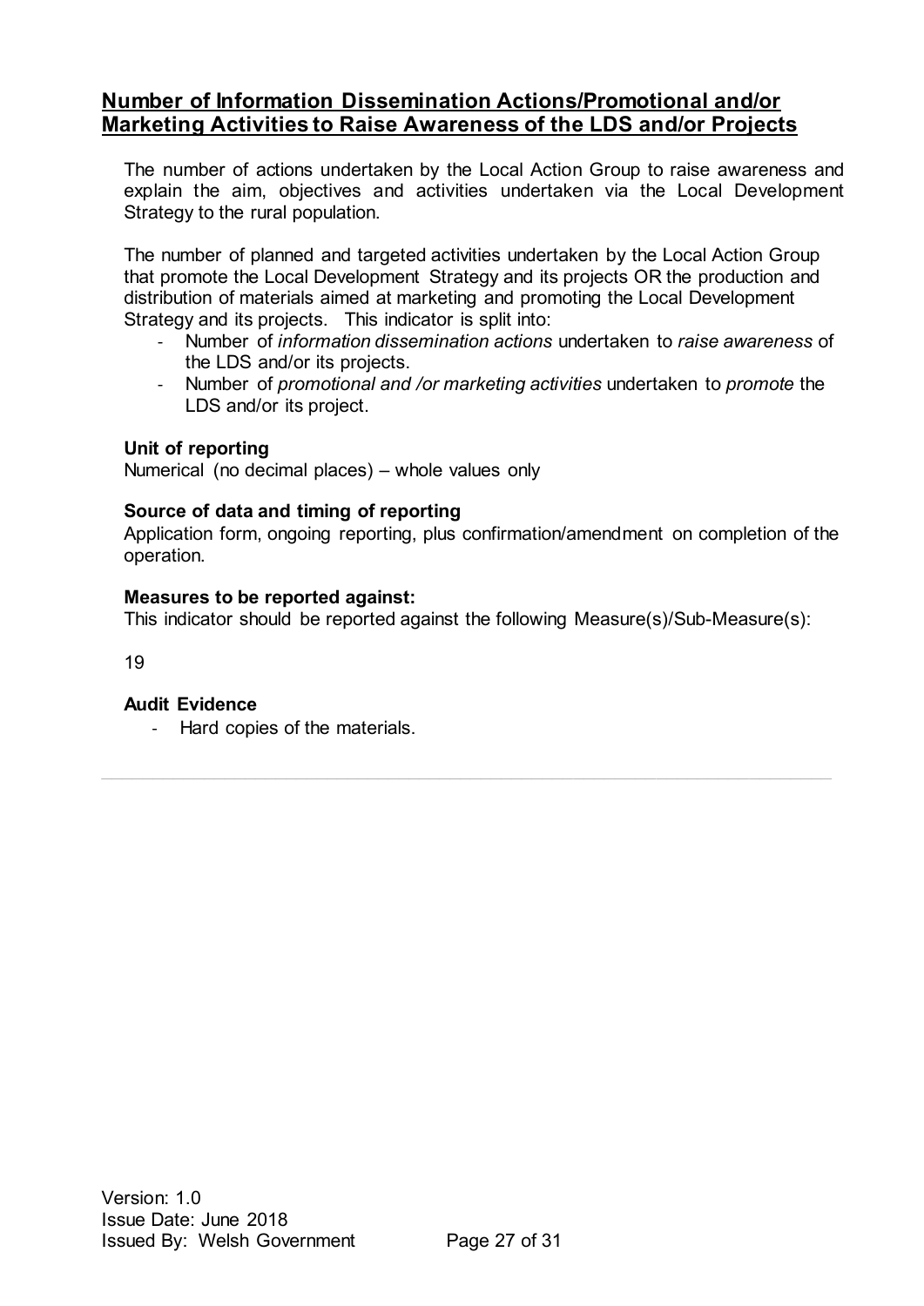## Number of Information Dissemination Actions/Promotional and/or Marketing Activities to Raise Awareness of the LDS and/or Projects

The number of actions undertaken by the Local Action Group to raise awareness and explain the aim, objectives and activities undertaken via the Local Development Strategy to the rural population.

The number of planned and targeted activities undertaken by the Local Action Group that promote the Local Development Strategy and its projects OR the production and distribution of materials aimed at marketing and promoting the Local Development Strategy and its projects. This indicator is split into:

- Number of *information dissemination actions* undertaken to *raise awareness* of the LDS and/or its projects.
- Number of *promotional and /or marketing activities* undertaken to *promote* the LDS and/or its project.

**Unit of reporting**

Numerical (no decimal places) – whole values only

**Source of data and timing of reporting**

Application form, ongoing reporting, plus confirmation/amendment on completion of the operation.

**Measures to be reported against:**

This indicator should be reported against the following Measure(s)/Sub-Measure(s):

19

**Audit Evidence**

- Hard copies of the materials.

Version: 1.0
Issue Date: June 2018
Issued By: Welsh Government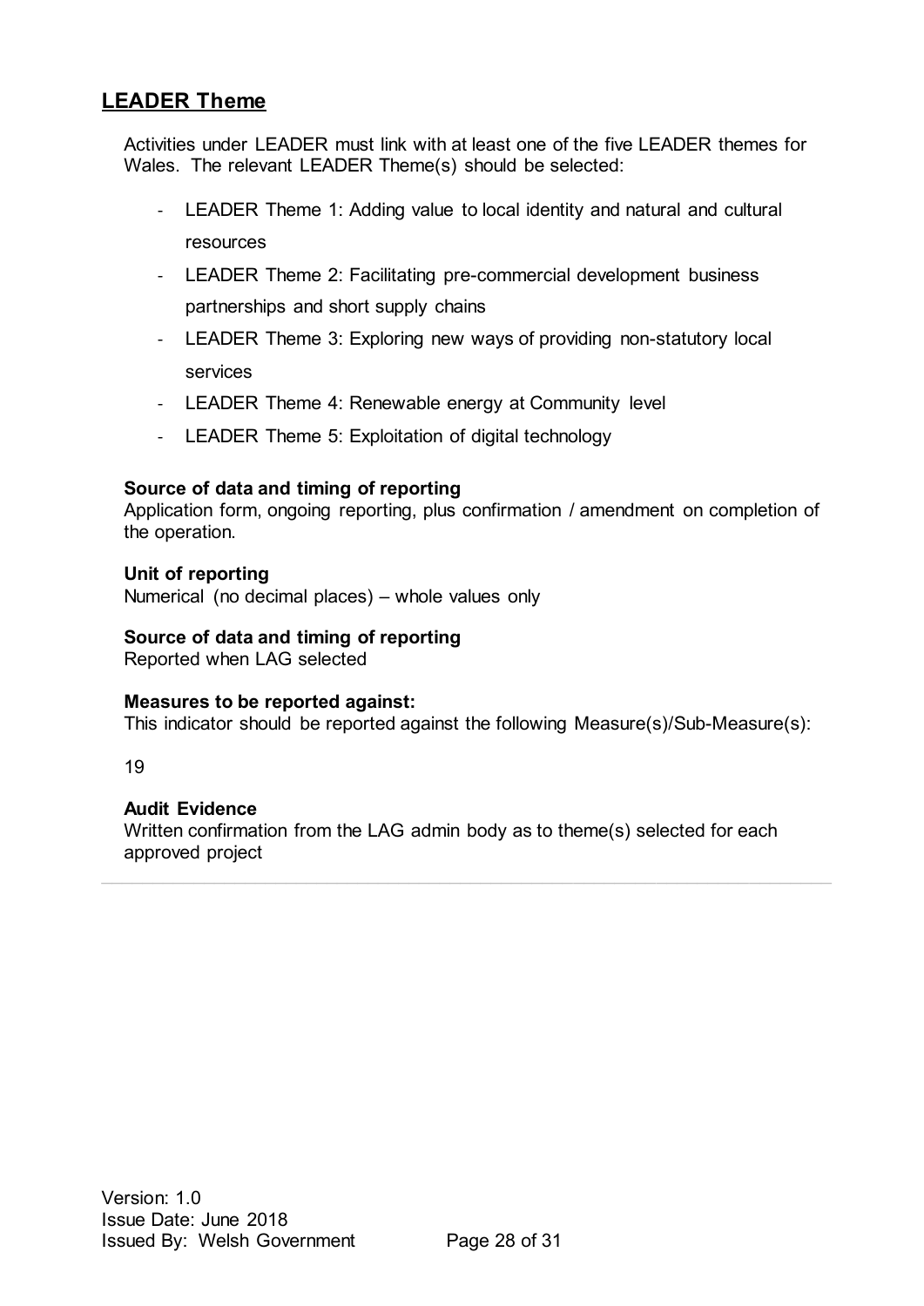## LEADER Theme

Activities under LEADER must link with at least one of the five LEADER themes for Wales. The relevant LEADER Theme(s) should be selected:

- LEADER Theme 1: Adding value to local identity and natural and cultural resources
- LEADER Theme 2: Facilitating pre-commercial development business partnerships and short supply chains
- LEADER Theme 3: Exploring new ways of providing non-statutory local services
- LEADER Theme 4: Renewable energy at Community level
- LEADER Theme 5: Exploitation of digital technology

**Source of data and timing of reporting**
Application form, ongoing reporting, plus confirmation / amendment on completion of the operation.

**Unit of reporting**
Numerical (no decimal places) – whole values only

**Source of data and timing of reporting**
Reported when LAG selected

**Measures to be reported against:**
This indicator should be reported against the following Measure(s)/Sub-Measure(s):

19

**Audit Evidence**
Written confirmation from the LAG admin body as to theme(s) selected for each approved project

---

Version: 1.0
Issue Date: June 2018
Issued By: Welsh Government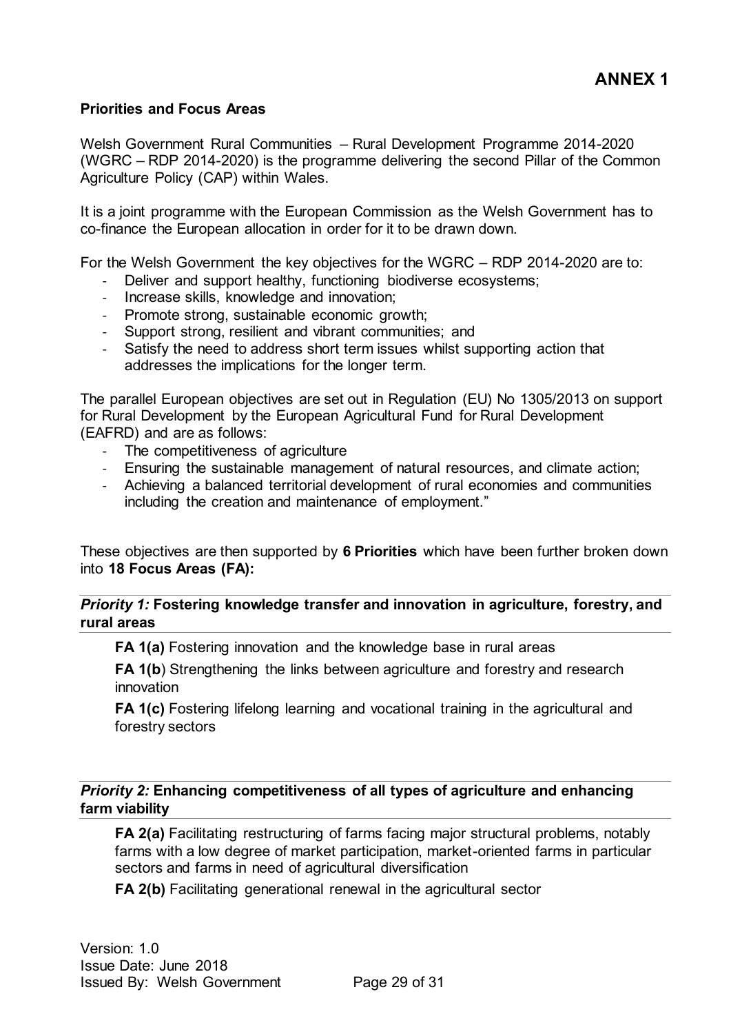# ANNEX 1

## Priorities and Focus Areas

Welsh Government Rural Communities – Rural Development Programme 2014-2020 (WGRC – RDP 2014-2020) is the programme delivering the second Pillar of the Common Agriculture Policy (CAP) within Wales.

It is a joint programme with the European Commission as the Welsh Government has to co-finance the European allocation in order for it to be drawn down.

For the Welsh Government the key objectives for the WGRC – RDP 2014-2020 are to:

- Deliver and support healthy, functioning biodiverse ecosystems;
- Increase skills, knowledge and innovation;
- Promote strong, sustainable economic growth;
- Support strong, resilient and vibrant communities; and
- Satisfy the need to address short term issues whilst supporting action that addresses the implications for the longer term.

The parallel European objectives are set out in Regulation (EU) No 1305/2013 on support for Rural Development by the European Agricultural Fund for Rural Development (EAFRD) and are as follows:

- The competitiveness of agriculture
- Ensuring the sustainable management of natural resources, and climate action;
- Achieving a balanced territorial development of rural economies and communities including the creation and maintenance of employment."

These objectives are then supported by **6 Priorities** which have been further broken down into **18 Focus Areas (FA):**

### *Priority 1:* Fostering knowledge transfer and innovation in agriculture, forestry, and rural areas

**FA 1(a)** Fostering innovation and the knowledge base in rural areas

**FA 1(b**) Strengthening the links between agriculture and forestry and research innovation

**FA 1(c)** Fostering lifelong learning and vocational training in the agricultural and forestry sectors

### *Priority 2:* Enhancing competitiveness of all types of agriculture and enhancing farm viability

**FA 2(a)** Facilitating restructuring of farms facing major structural problems, notably farms with a low degree of market participation, market-oriented farms in particular sectors and farms in need of agricultural diversification

**FA 2(b)** Facilitating generational renewal in the agricultural sector

Version: 1.0
Issue Date: June 2018
Issued By: Welsh Government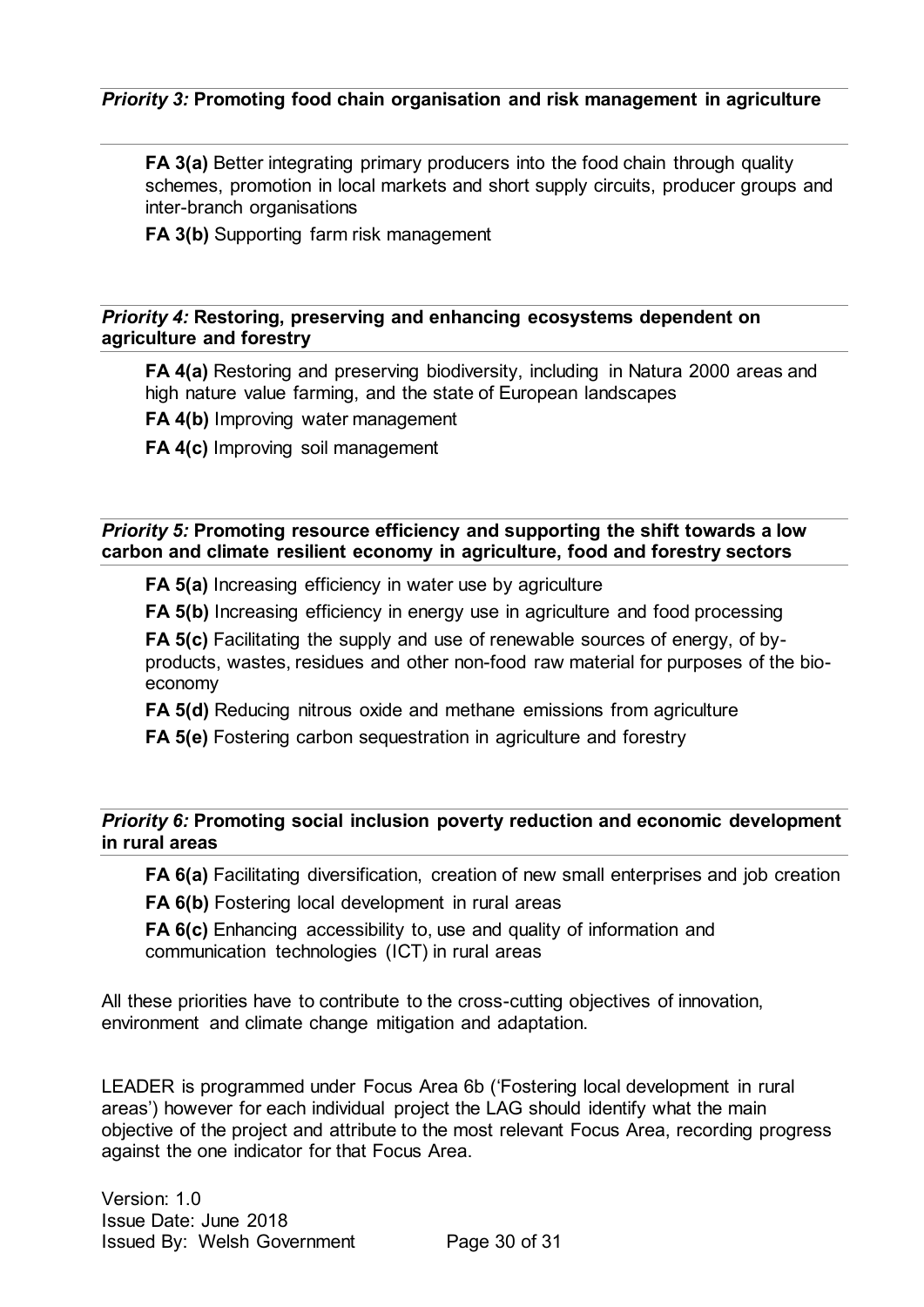***Priority 3:*** **Promoting food chain organisation and risk management in agriculture**

**FA 3(a)** Better integrating primary producers into the food chain through quality schemes, promotion in local markets and short supply circuits, producer groups and inter-branch organisations

**FA 3(b)** Supporting farm risk management

***Priority 4:*** **Restoring, preserving and enhancing ecosystems dependent on agriculture and forestry**

**FA 4(a)** Restoring and preserving biodiversity, including in Natura 2000 areas and high nature value farming, and the state of European landscapes

**FA 4(b)** Improving water management

**FA 4(c)** Improving soil management

***Priority 5:*** **Promoting resource efficiency and supporting the shift towards a low carbon and climate resilient economy in agriculture, food and forestry sectors**

**FA 5(a)** Increasing efficiency in water use by agriculture

**FA 5(b)** Increasing efficiency in energy use in agriculture and food processing

**FA 5(c)** Facilitating the supply and use of renewable sources of energy, of by-products, wastes, residues and other non-food raw material for purposes of the bio-economy

**FA 5(d)** Reducing nitrous oxide and methane emissions from agriculture

**FA 5(e)** Fostering carbon sequestration in agriculture and forestry

***Priority 6:*** **Promoting social inclusion poverty reduction and economic development in rural areas**

**FA 6(a)** Facilitating diversification, creation of new small enterprises and job creation

**FA 6(b)** Fostering local development in rural areas

**FA 6(c)** Enhancing accessibility to, use and quality of information and communication technologies (ICT) in rural areas

All these priorities have to contribute to the cross-cutting objectives of innovation, environment and climate change mitigation and adaptation.

LEADER is programmed under Focus Area 6b ('Fostering local development in rural areas') however for each individual project the LAG should identify what the main objective of the project and attribute to the most relevant Focus Area, recording progress against the one indicator for that Focus Area.

Version: 1.0
Issue Date: June 2018
Issued By: Welsh Government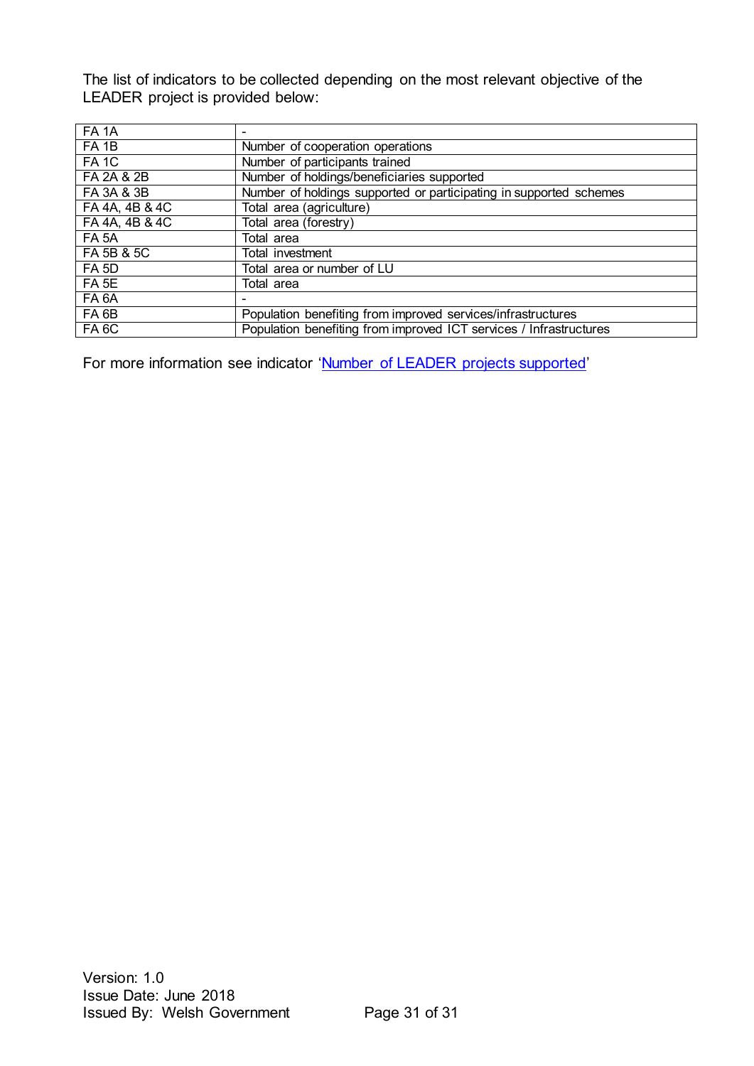The list of indicators to be collected depending on the most relevant objective of the LEADER project is provided below:

| | |
|---|---|
| FA 1A | - |
| FA 1B | Number of cooperation operations |
| FA 1C | Number of participants trained |
| FA 2A & 2B | Number of holdings/beneficiaries supported |
| FA 3A & 3B | Number of holdings supported or participating in supported schemes |
| FA 4A, 4B & 4C | Total area (agriculture) |
| FA 4A, 4B & 4C | Total area (forestry) |
| FA 5A | Total area |
| FA 5B & 5C | Total investment |
| FA 5D | Total area or number of LU |
| FA 5E | Total area |
| FA 6A | - |
| FA 6B | Population benefiting from improved services/infrastructures |
| FA 6C | Population benefiting from improved ICT services / Infrastructures |

For more information see indicator 'Number of LEADER projects supported'

Version: 1.0
Issue Date: June 2018
Issued By: Welsh Government